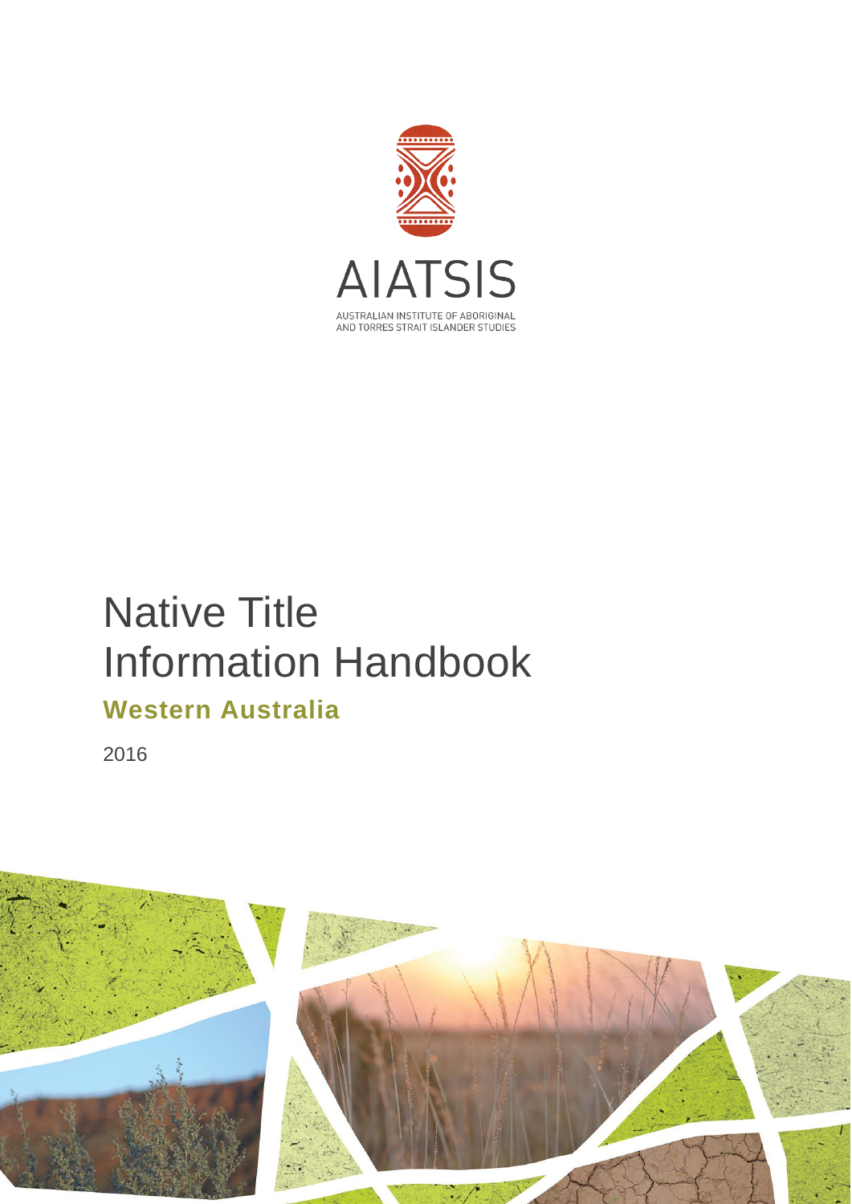AIATSIS

AUSTRALIAN INSTITUTE OF ABORIGINAL AND TORRES STRAIT ISLANDER STUDIES

# Native Title Information Handbook

## Western Australia

2016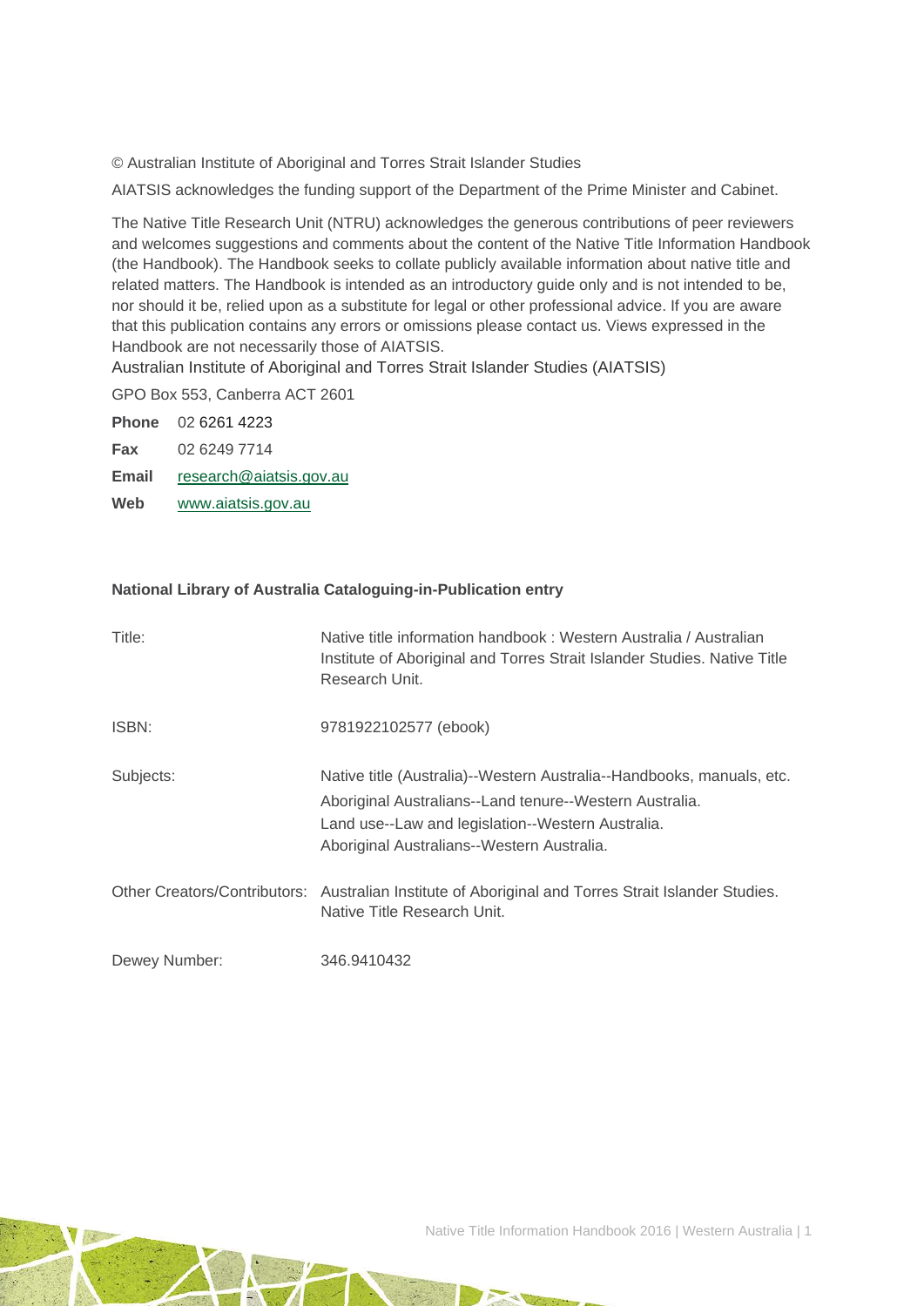© Australian Institute of Aboriginal and Torres Strait Islander Studies

AIATSIS acknowledges the funding support of the Department of the Prime Minister and Cabinet.

The Native Title Research Unit (NTRU) acknowledges the generous contributions of peer reviewers and welcomes suggestions and comments about the content of the Native Title Information Handbook (the Handbook). The Handbook seeks to collate publicly available information about native title and related matters. The Handbook is intended as an introductory guide only and is not intended to be, nor should it be, relied upon as a substitute for legal or other professional advice. If you are aware that this publication contains any errors or omissions please contact us. Views expressed in the Handbook are not necessarily those of AIATSIS.

Australian Institute of Aboriginal and Torres Strait Islander Studies (AIATSIS)

GPO Box 553, Canberra ACT 2601

**Phone** 02 6261 4223

**Fax** 02 6249 7714

**Email** research@aiatsis.gov.au

**Web** www.aiatsis.gov.au

**National Library of Australia Cataloguing-in-Publication entry**

| | |
|---|---|
| Title: | Native title information handbook : Western Australia / Australian Institute of Aboriginal and Torres Strait Islander Studies. Native Title Research Unit. |
| ISBN: | 9781922102577 (ebook) |
| Subjects: | Native title (Australia)--Western Australia--Handbooks, manuals, etc. Aboriginal Australians--Land tenure--Western Australia. Land use--Law and legislation--Western Australia. Aboriginal Australians--Western Australia. |
| Other Creators/Contributors: | Australian Institute of Aboriginal and Torres Strait Islander Studies. Native Title Research Unit. |
| Dewey Number: | 346.9410432 |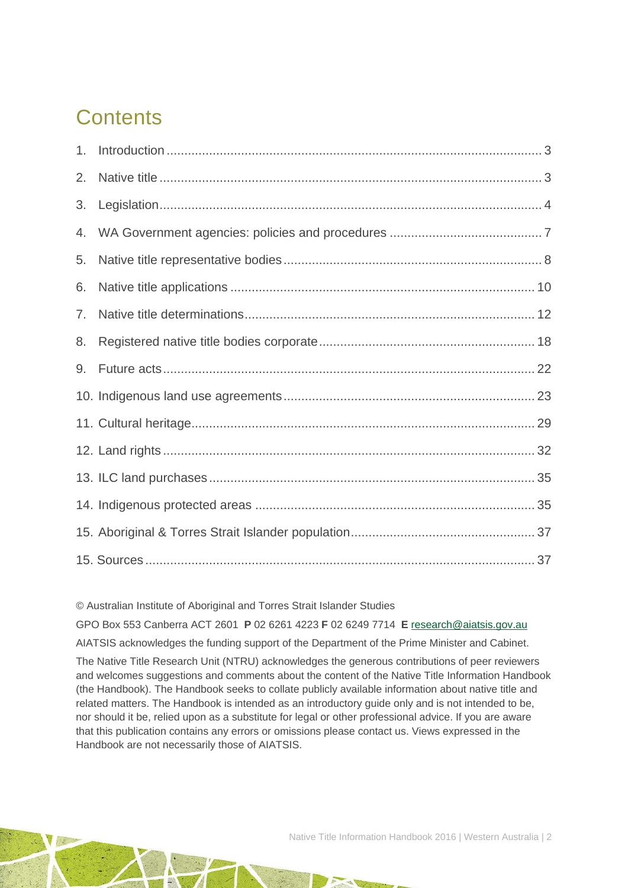# Contents

1. Introduction ........................................................................................................ 3
2. Native title .......................................................................................................... 3
3. Legislation.......................................................................................................... 4
4. WA Government agencies: policies and procedures .......................................... 7
5. Native title representative bodies ........................................................................ 8
6. Native title applications ..................................................................................... 10
7. Native title determinations................................................................................. 12
8. Registered native title bodies corporate ............................................................ 18
9. Future acts ....................................................................................................... 22
10. Indigenous land use agreements ...................................................................... 23
11. Cultural heritage............................................................................................... 29
12. Land rights ....................................................................................................... 32
13. ILC land purchases .......................................................................................... 35
14. Indigenous protected areas .............................................................................. 35
15. Aboriginal & Torres Strait Islander population................................................... 37
15. Sources ............................................................................................................ 37

© Australian Institute of Aboriginal and Torres Strait Islander Studies

GPO Box 553 Canberra ACT 2601 **P** 02 6261 4223 **F** 02 6249 7714 **E** research@aiatsis.gov.au

AIATSIS acknowledges the funding support of the Department of the Prime Minister and Cabinet.

The Native Title Research Unit (NTRU) acknowledges the generous contributions of peer reviewers and welcomes suggestions and comments about the content of the Native Title Information Handbook (the Handbook). The Handbook seeks to collate publicly available information about native title and related matters. The Handbook is intended as an introductory guide only and is not intended to be, nor should it be, relied upon as a substitute for legal or other professional advice. If you are aware that this publication contains any errors or omissions please contact us. Views expressed in the Handbook are not necessarily those of AIATSIS.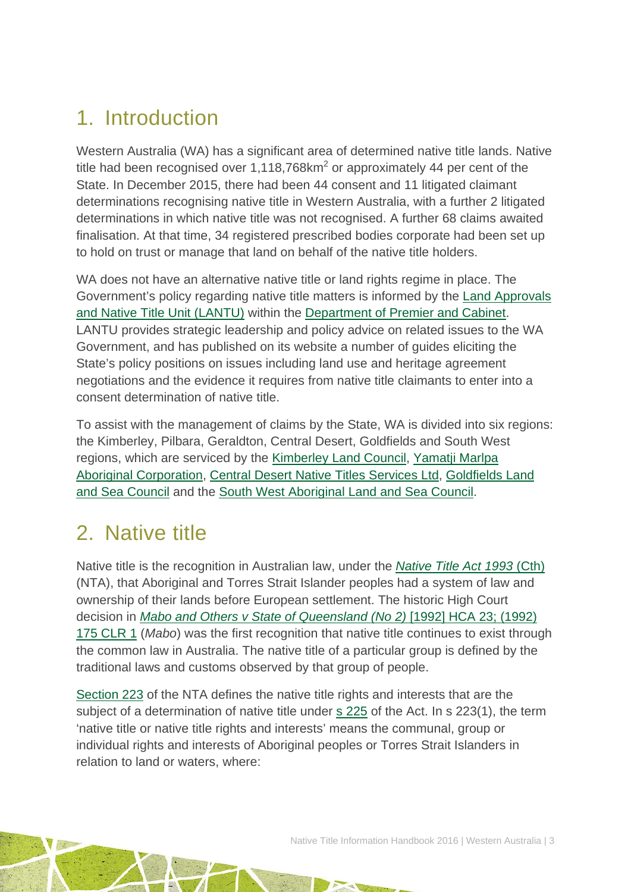# 1. Introduction

Western Australia (WA) has a significant area of determined native title lands. Native title had been recognised over 1,118,768km$^2$ or approximately 44 per cent of the State. In December 2015, there had been 44 consent and 11 litigated claimant determinations recognising native title in Western Australia, with a further 2 litigated determinations in which native title was not recognised. A further 68 claims awaited finalisation. At that time, 34 registered prescribed bodies corporate had been set up to hold on trust or manage that land on behalf of the native title holders.

WA does not have an alternative native title or land rights regime in place. The Government's policy regarding native title matters is informed by the Land Approvals and Native Title Unit (LANTU) within the Department of Premier and Cabinet. LANTU provides strategic leadership and policy advice on related issues to the WA Government, and has published on its website a number of guides eliciting the State's policy positions on issues including land use and heritage agreement negotiations and the evidence it requires from native title claimants to enter into a consent determination of native title.

To assist with the management of claims by the State, WA is divided into six regions: the Kimberley, Pilbara, Geraldton, Central Desert, Goldfields and South West regions, which are serviced by the Kimberley Land Council, Yamatji Marlpa Aboriginal Corporation, Central Desert Native Titles Services Ltd, Goldfields Land and Sea Council and the South West Aboriginal Land and Sea Council.

# 2. Native title

Native title is the recognition in Australian law, under the *Native Title Act 1993* (Cth) (NTA), that Aboriginal and Torres Strait Islander peoples had a system of law and ownership of their lands before European settlement. The historic High Court decision in *Mabo and Others v State of Queensland (No 2)* [1992] HCA 23; (1992) 175 CLR 1 (*Mabo*) was the first recognition that native title continues to exist through the common law in Australia. The native title of a particular group is defined by the traditional laws and customs observed by that group of people.

Section 223 of the NTA defines the native title rights and interests that are the subject of a determination of native title under s 225 of the Act. In s 223(1), the term 'native title or native title rights and interests' means the communal, group or individual rights and interests of Aboriginal peoples or Torres Strait Islanders in relation to land or waters, where: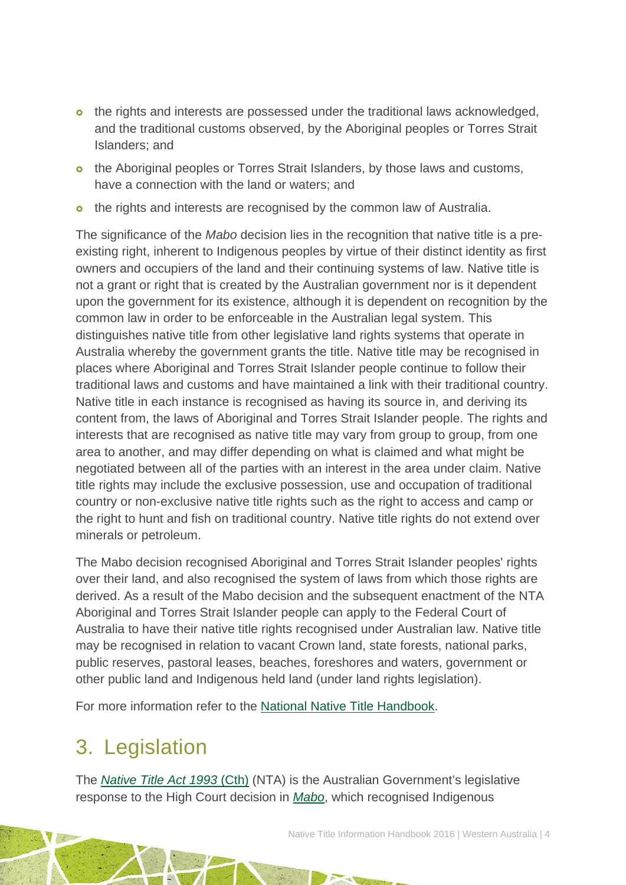- the rights and interests are possessed under the traditional laws acknowledged, and the traditional customs observed, by the Aboriginal peoples or Torres Strait Islanders; and
- the Aboriginal peoples or Torres Strait Islanders, by those laws and customs, have a connection with the land or waters; and
- the rights and interests are recognised by the common law of Australia.

The significance of the *Mabo* decision lies in the recognition that native title is a pre-existing right, inherent to Indigenous peoples by virtue of their distinct identity as first owners and occupiers of the land and their continuing systems of law. Native title is not a grant or right that is created by the Australian government nor is it dependent upon the government for its existence, although it is dependent on recognition by the common law in order to be enforceable in the Australian legal system. This distinguishes native title from other legislative land rights systems that operate in Australia whereby the government grants the title. Native title may be recognised in places where Aboriginal and Torres Strait Islander people continue to follow their traditional laws and customs and have maintained a link with their traditional country. Native title in each instance is recognised as having its source in, and deriving its content from, the laws of Aboriginal and Torres Strait Islander people. The rights and interests that are recognised as native title may vary from group to group, from one area to another, and may differ depending on what is claimed and what might be negotiated between all of the parties with an interest in the area under claim. Native title rights may include the exclusive possession, use and occupation of traditional country or non-exclusive native title rights such as the right to access and camp or the right to hunt and fish on traditional country. Native title rights do not extend over minerals or petroleum.

The Mabo decision recognised Aboriginal and Torres Strait Islander peoples' rights over their land, and also recognised the system of laws from which those rights are derived. As a result of the Mabo decision and the subsequent enactment of the NTA Aboriginal and Torres Strait Islander people can apply to the Federal Court of Australia to have their native title rights recognised under Australian law. Native title may be recognised in relation to vacant Crown land, state forests, national parks, public reserves, pastoral leases, beaches, foreshores and waters, government or other public land and Indigenous held land (under land rights legislation).

For more information refer to the National Native Title Handbook.

## 3. Legislation

The *Native Title Act 1993* (Cth) (NTA) is the Australian Government's legislative response to the High Court decision in *Mabo*, which recognised Indigenous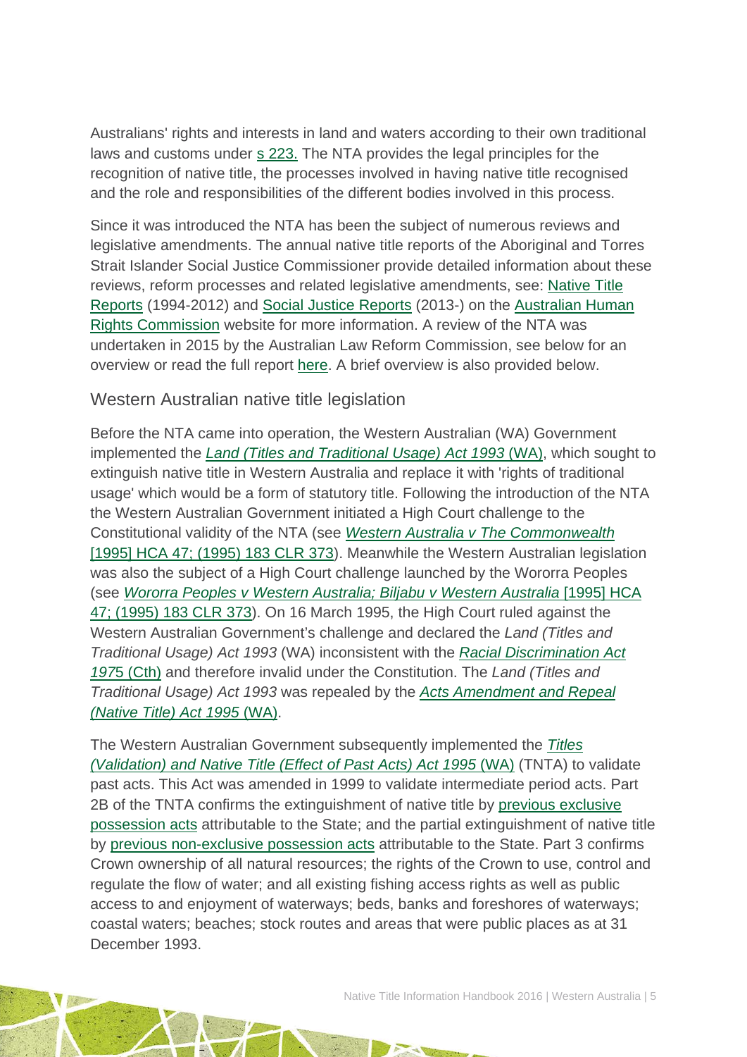Australians' rights and interests in land and waters according to their own traditional laws and customs under s 223. The NTA provides the legal principles for the recognition of native title, the processes involved in having native title recognised and the role and responsibilities of the different bodies involved in this process.

Since it was introduced the NTA has been the subject of numerous reviews and legislative amendments. The annual native title reports of the Aboriginal and Torres Strait Islander Social Justice Commissioner provide detailed information about these reviews, reform processes and related legislative amendments, see: Native Title Reports (1994-2012) and Social Justice Reports (2013-) on the Australian Human Rights Commission website for more information. A review of the NTA was undertaken in 2015 by the Australian Law Reform Commission, see below for an overview or read the full report here. A brief overview is also provided below.

## Western Australian native title legislation

Before the NTA came into operation, the Western Australian (WA) Government implemented the *Land (Titles and Traditional Usage) Act 1993* (WA), which sought to extinguish native title in Western Australia and replace it with 'rights of traditional usage' which would be a form of statutory title. Following the introduction of the NTA the Western Australian Government initiated a High Court challenge to the Constitutional validity of the NTA (see *Western Australia v The Commonwealth* [1995] HCA 47; (1995) 183 CLR 373). Meanwhile the Western Australian legislation was also the subject of a High Court challenge launched by the Wororra Peoples (see *Wororra Peoples v Western Australia; Biljabu v Western Australia* [1995] HCA 47; (1995) 183 CLR 373). On 16 March 1995, the High Court ruled against the Western Australian Government's challenge and declared the *Land (Titles and Traditional Usage) Act 1993* (WA) inconsistent with the *Racial Discrimination Act 1975* (Cth) and therefore invalid under the Constitution. The *Land (Titles and Traditional Usage) Act 1993* was repealed by the *Acts Amendment and Repeal (Native Title) Act 1995* (WA).

The Western Australian Government subsequently implemented the *Titles (Validation) and Native Title (Effect of Past Acts) Act 1995* (WA) (TNTA) to validate past acts. This Act was amended in 1999 to validate intermediate period acts. Part 2B of the TNTA confirms the extinguishment of native title by previous exclusive possession acts attributable to the State; and the partial extinguishment of native title by previous non-exclusive possession acts attributable to the State. Part 3 confirms Crown ownership of all natural resources; the rights of the Crown to use, control and regulate the flow of water; and all existing fishing access rights as well as public access to and enjoyment of waterways; beds, banks and foreshores of waterways; coastal waters; beaches; stock routes and areas that were public places as at 31 December 1993.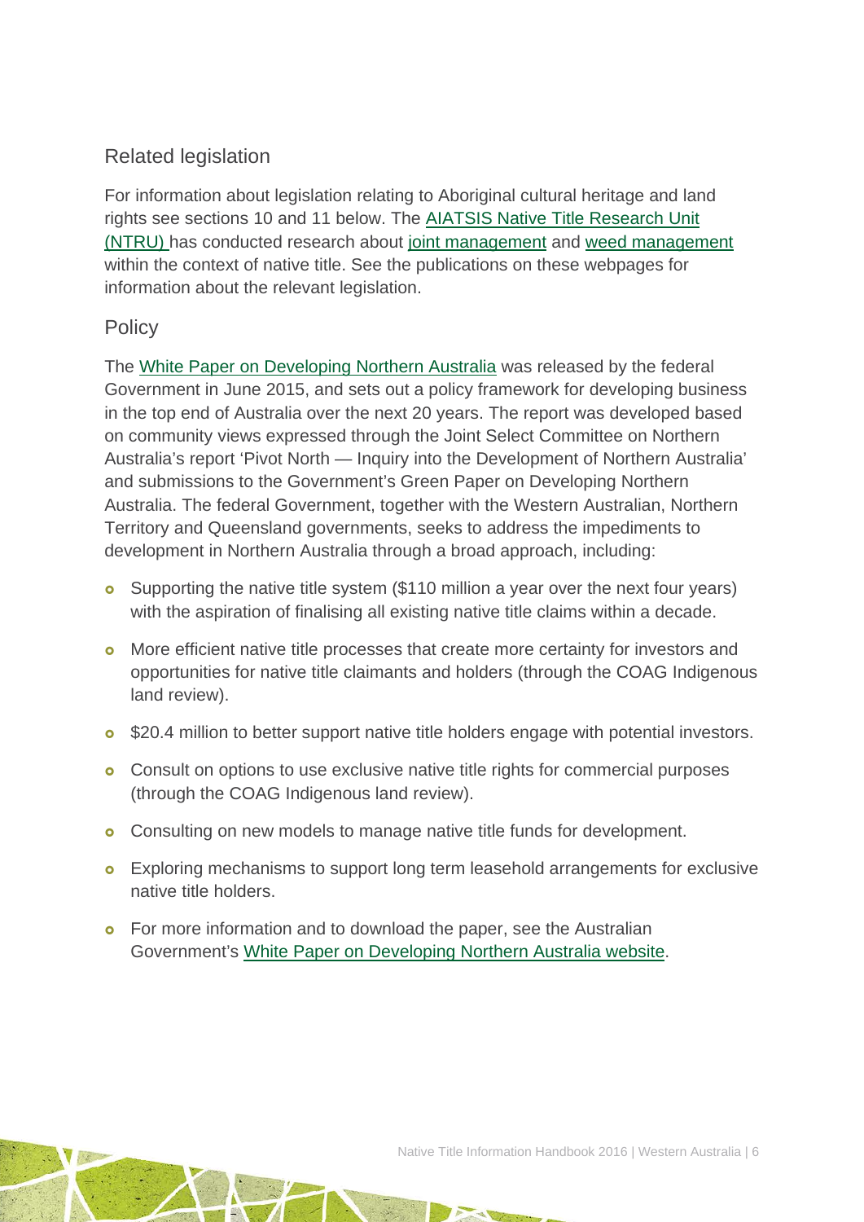## Related legislation

For information about legislation relating to Aboriginal cultural heritage and land rights see sections 10 and 11 below. The AIATSIS Native Title Research Unit (NTRU) has conducted research about joint management and weed management within the context of native title. See the publications on these webpages for information about the relevant legislation.

## Policy

The White Paper on Developing Northern Australia was released by the federal Government in June 2015, and sets out a policy framework for developing business in the top end of Australia over the next 20 years. The report was developed based on community views expressed through the Joint Select Committee on Northern Australia's report 'Pivot North — Inquiry into the Development of Northern Australia' and submissions to the Government's Green Paper on Developing Northern Australia. The federal Government, together with the Western Australian, Northern Territory and Queensland governments, seeks to address the impediments to development in Northern Australia through a broad approach, including:

- Supporting the native title system ($110 million a year over the next four years) with the aspiration of finalising all existing native title claims within a decade.
- More efficient native title processes that create more certainty for investors and opportunities for native title claimants and holders (through the COAG Indigenous land review).
- $20.4 million to better support native title holders engage with potential investors.
- Consult on options to use exclusive native title rights for commercial purposes (through the COAG Indigenous land review).
- Consulting on new models to manage native title funds for development.
- Exploring mechanisms to support long term leasehold arrangements for exclusive native title holders.
- For more information and to download the paper, see the Australian Government's White Paper on Developing Northern Australia website.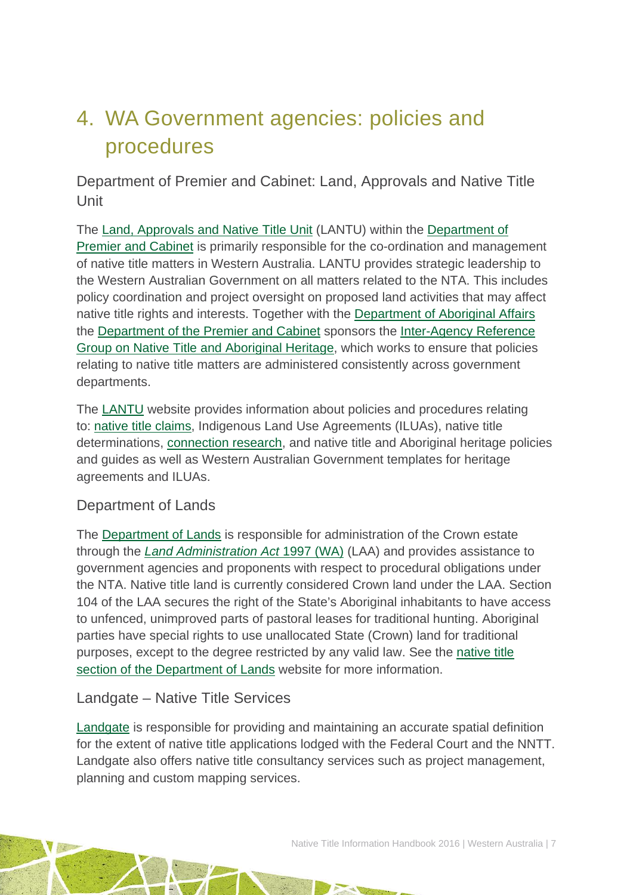# 4. WA Government agencies: policies and procedures

## Department of Premier and Cabinet: Land, Approvals and Native Title Unit

The Land, Approvals and Native Title Unit (LANTU) within the Department of Premier and Cabinet is primarily responsible for the co-ordination and management of native title matters in Western Australia. LANTU provides strategic leadership to the Western Australian Government on all matters related to the NTA. This includes policy coordination and project oversight on proposed land activities that may affect native title rights and interests. Together with the Department of Aboriginal Affairs the Department of the Premier and Cabinet sponsors the Inter-Agency Reference Group on Native Title and Aboriginal Heritage, which works to ensure that policies relating to native title matters are administered consistently across government departments.

The LANTU website provides information about policies and procedures relating to: native title claims, Indigenous Land Use Agreements (ILUAs), native title determinations, connection research, and native title and Aboriginal heritage policies and guides as well as Western Australian Government templates for heritage agreements and ILUAs.

## Department of Lands

The Department of Lands is responsible for administration of the Crown estate through the *Land Administration Act* 1997 (WA) (LAA) and provides assistance to government agencies and proponents with respect to procedural obligations under the NTA. Native title land is currently considered Crown land under the LAA. Section 104 of the LAA secures the right of the State's Aboriginal inhabitants to have access to unfenced, unimproved parts of pastoral leases for traditional hunting. Aboriginal parties have special rights to use unallocated State (Crown) land for traditional purposes, except to the degree restricted by any valid law. See the native title section of the Department of Lands website for more information.

## Landgate – Native Title Services

Landgate is responsible for providing and maintaining an accurate spatial definition for the extent of native title applications lodged with the Federal Court and the NNTT. Landgate also offers native title consultancy services such as project management, planning and custom mapping services.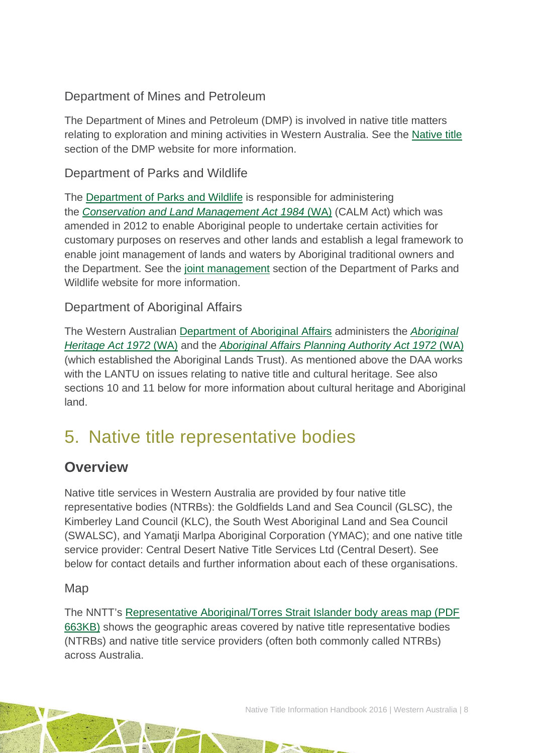### Department of Mines and Petroleum

The Department of Mines and Petroleum (DMP) is involved in native title matters relating to exploration and mining activities in Western Australia. See the Native title section of the DMP website for more information.

### Department of Parks and Wildlife

The Department of Parks and Wildlife is responsible for administering the *Conservation and Land Management Act 1984* (WA) (CALM Act) which was amended in 2012 to enable Aboriginal people to undertake certain activities for customary purposes on reserves and other lands and establish a legal framework to enable joint management of lands and waters by Aboriginal traditional owners and the Department. See the joint management section of the Department of Parks and Wildlife website for more information.

### Department of Aboriginal Affairs

The Western Australian Department of Aboriginal Affairs administers the *Aboriginal Heritage Act 1972* (WA) and the *Aboriginal Affairs Planning Authority Act 1972* (WA) (which established the Aboriginal Lands Trust). As mentioned above the DAA works with the LANTU on issues relating to native title and cultural heritage. See also sections 10 and 11 below for more information about cultural heritage and Aboriginal land.

# 5. Native title representative bodies

## Overview

Native title services in Western Australia are provided by four native title representative bodies (NTRBs): the Goldfields Land and Sea Council (GLSC), the Kimberley Land Council (KLC), the South West Aboriginal Land and Sea Council (SWALSC), and Yamatji Marlpa Aboriginal Corporation (YMAC); and one native title service provider: Central Desert Native Title Services Ltd (Central Desert). See below for contact details and further information about each of these organisations.

### Map

The NNTT's Representative Aboriginal/Torres Strait Islander body areas map (PDF 663KB) shows the geographic areas covered by native title representative bodies (NTRBs) and native title service providers (often both commonly called NTRBs) across Australia.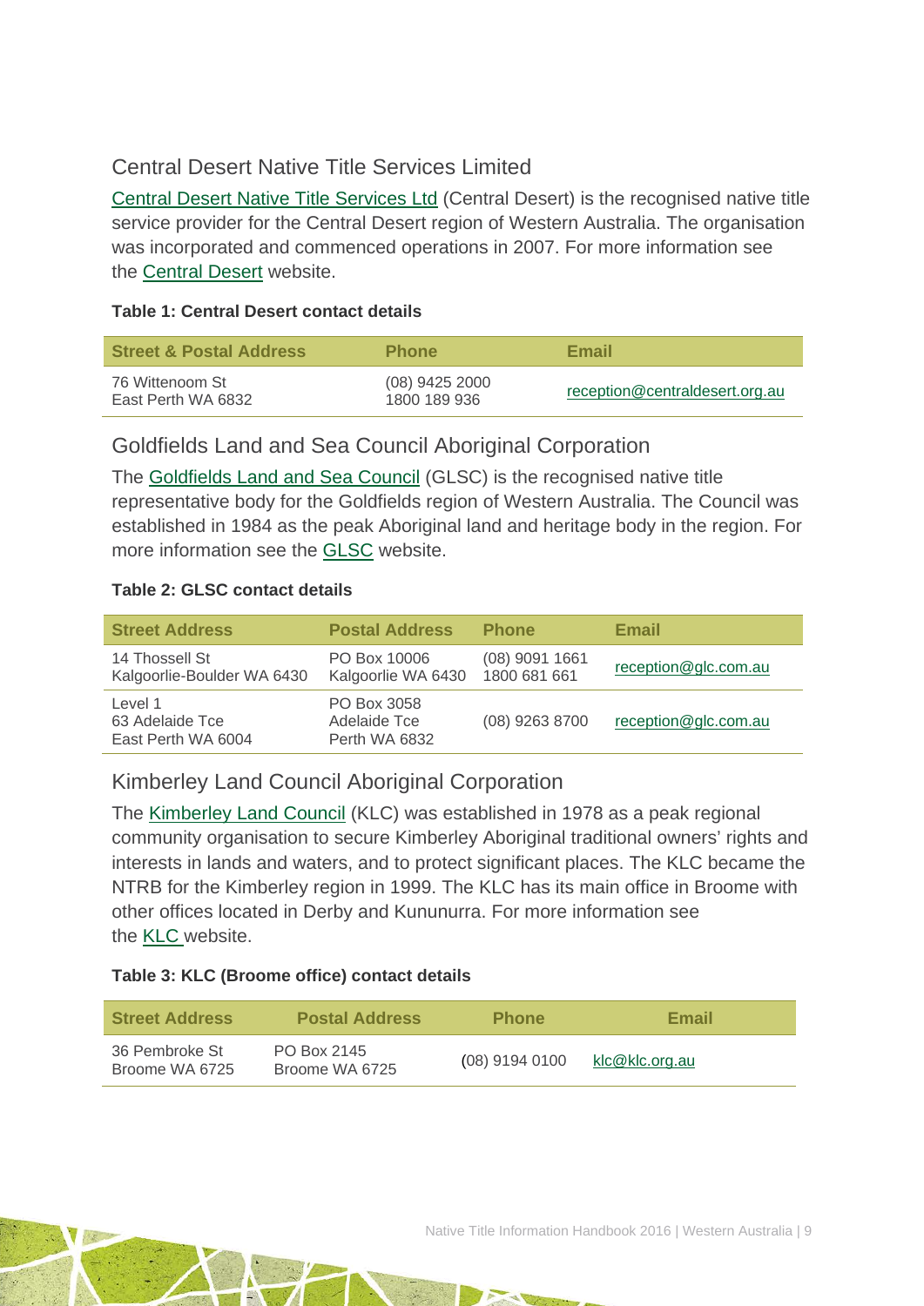## Central Desert Native Title Services Limited

Central Desert Native Title Services Ltd (Central Desert) is the recognised native title service provider for the Central Desert region of Western Australia. The organisation was incorporated and commenced operations in 2007. For more information see the Central Desert website.

**Table 1: Central Desert contact details**

| Street & Postal Address | Phone | Email |
| --- | --- | --- |
| 76 Wittenoom St<br>East Perth WA 6832 | (08) 9425 2000<br>1800 189 936 | reception@centraldesert.org.au |

## Goldfields Land and Sea Council Aboriginal Corporation

The Goldfields Land and Sea Council (GLSC) is the recognised native title representative body for the Goldfields region of Western Australia. The Council was established in 1984 as the peak Aboriginal land and heritage body in the region. For more information see the GLSC website.

**Table 2: GLSC contact details**

| Street Address | Postal Address | Phone | Email |
| --- | --- | --- | --- |
| 14 Thossell St<br>Kalgoorlie-Boulder WA 6430 | PO Box 10006<br>Kalgoorlie WA 6430 | (08) 9091 1661<br>1800 681 661 | reception@glc.com.au |
| Level 1<br>63 Adelaide Tce<br>East Perth WA 6004 | PO Box 3058<br>Adelaide Tce<br>Perth WA 6832 | (08) 9263 8700 | reception@glc.com.au |

## Kimberley Land Council Aboriginal Corporation

The Kimberley Land Council (KLC) was established in 1978 as a peak regional community organisation to secure Kimberley Aboriginal traditional owners' rights and interests in lands and waters, and to protect significant places. The KLC became the NTRB for the Kimberley region in 1999. The KLC has its main office in Broome with other offices located in Derby and Kununurra. For more information see the KLC website.

**Table 3: KLC (Broome office) contact details**

| Street Address | Postal Address | Phone | Email |
| --- | --- | --- | --- |
| 36 Pembroke St<br>Broome WA 6725 | PO Box 2145<br>Broome WA 6725 | (08) 9194 0100 | klc@klc.org.au |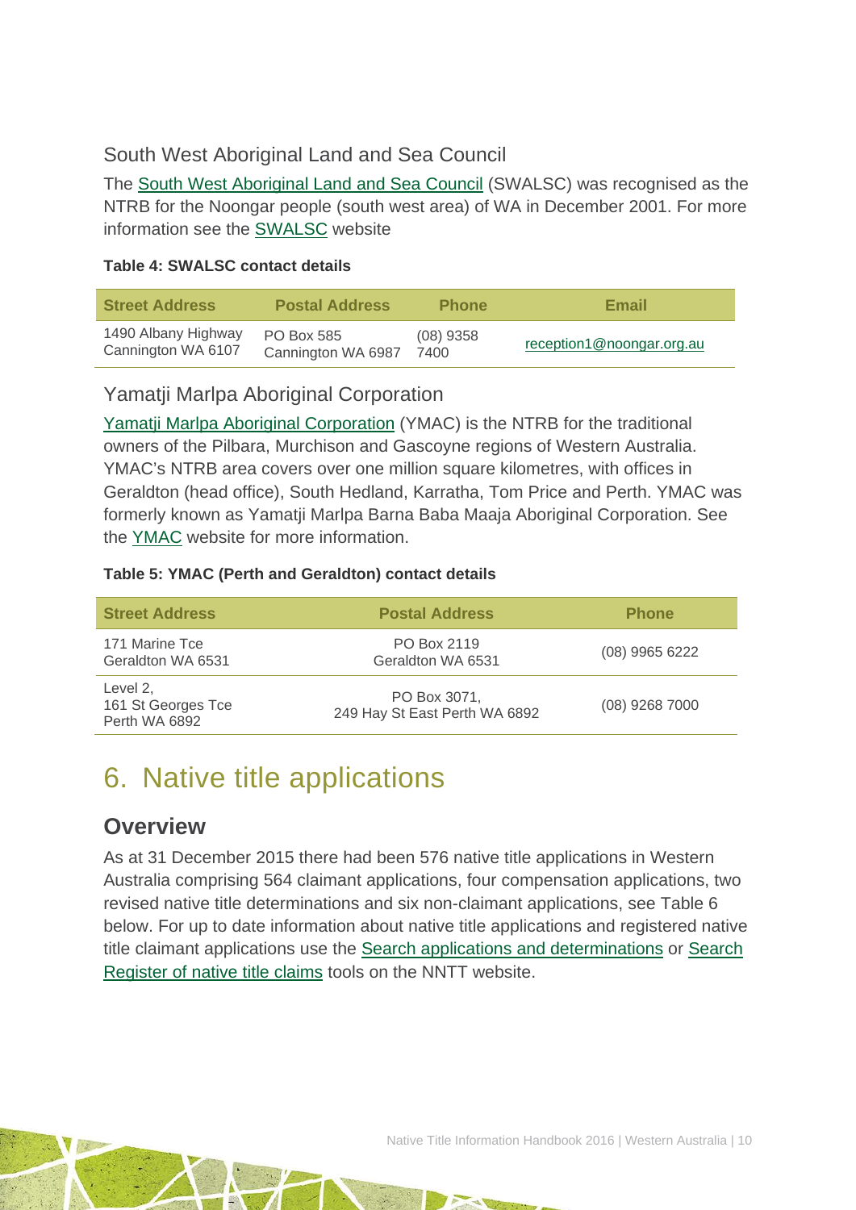### South West Aboriginal Land and Sea Council

The South West Aboriginal Land and Sea Council (SWALSC) was recognised as the NTRB for the Noongar people (south west area) of WA in December 2001. For more information see the SWALSC website

**Table 4: SWALSC contact details**

| Street Address | Postal Address | Phone | Email |
|---|---|---|---|
| 1490 Albany Highway Cannington WA 6107 | PO Box 585 Cannington WA 6987 | (08) 9358 7400 | reception1@noongar.org.au |

### Yamatji Marlpa Aboriginal Corporation

Yamatji Marlpa Aboriginal Corporation (YMAC) is the NTRB for the traditional owners of the Pilbara, Murchison and Gascoyne regions of Western Australia. YMAC's NTRB area covers over one million square kilometres, with offices in Geraldton (head office), South Hedland, Karratha, Tom Price and Perth. YMAC was formerly known as Yamatji Marlpa Barna Baba Maaja Aboriginal Corporation. See the YMAC website for more information.

**Table 5: YMAC (Perth and Geraldton) contact details**

| Street Address | Postal Address | Phone |
|---|---|---|
| 171 Marine Tce Geraldton WA 6531 | PO Box 2119 Geraldton WA 6531 | (08) 9965 6222 |
| Level 2, 161 St Georges Tce Perth WA 6892 | PO Box 3071, 249 Hay St East Perth WA 6892 | (08) 9268 7000 |

# 6. Native title applications

## Overview

As at 31 December 2015 there had been 576 native title applications in Western Australia comprising 564 claimant applications, four compensation applications, two revised native title determinations and six non-claimant applications, see Table 6 below. For up to date information about native title applications and registered native title claimant applications use the Search applications and determinations or Search Register of native title claims tools on the NNTT website.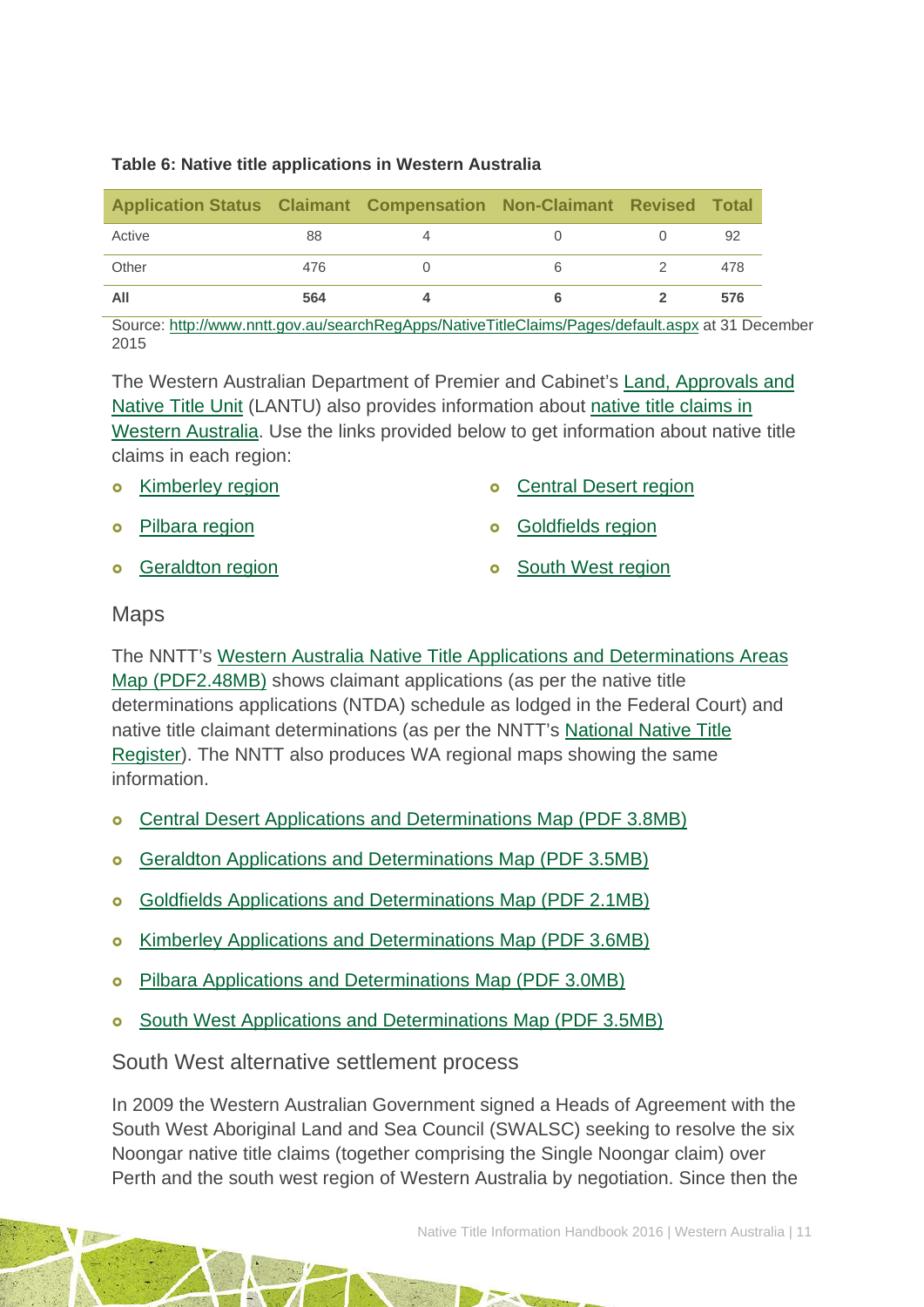**Table 6: Native title applications in Western Australia**

| Application Status | Claimant | Compensation | Non-Claimant | Revised | Total |
|---|---|---|---|---|---|
| Active | 88 | 4 | 0 | 0 | 92 |
| Other | 476 | 0 | 6 | 2 | 478 |
| **All** | **564** | **4** | **6** | **2** | **576** |

Source: http://www.nntt.gov.au/searchRegApps/NativeTitleClaims/Pages/default.aspx at 31 December 2015

The Western Australian Department of Premier and Cabinet's Land, Approvals and Native Title Unit (LANTU) also provides information about native title claims in Western Australia. Use the links provided below to get information about native title claims in each region:

- Kimberley region
- Pilbara region
- Geraldton region
- Central Desert region
- Goldfields region
- South West region

## Maps

The NNTT's Western Australia Native Title Applications and Determinations Areas Map (PDF2.48MB) shows claimant applications (as per the native title determinations applications (NTDA) schedule as lodged in the Federal Court) and native title claimant determinations (as per the NNTT's National Native Title Register). The NNTT also produces WA regional maps showing the same information.

- Central Desert Applications and Determinations Map (PDF 3.8MB)
- Geraldton Applications and Determinations Map (PDF 3.5MB)
- Goldfields Applications and Determinations Map (PDF 2.1MB)
- Kimberley Applications and Determinations Map (PDF 3.6MB)
- Pilbara Applications and Determinations Map (PDF 3.0MB)
- South West Applications and Determinations Map (PDF 3.5MB)

## South West alternative settlement process

In 2009 the Western Australian Government signed a Heads of Agreement with the South West Aboriginal Land and Sea Council (SWALSC) seeking to resolve the six Noongar native title claims (together comprising the Single Noongar claim) over Perth and the south west region of Western Australia by negotiation. Since then the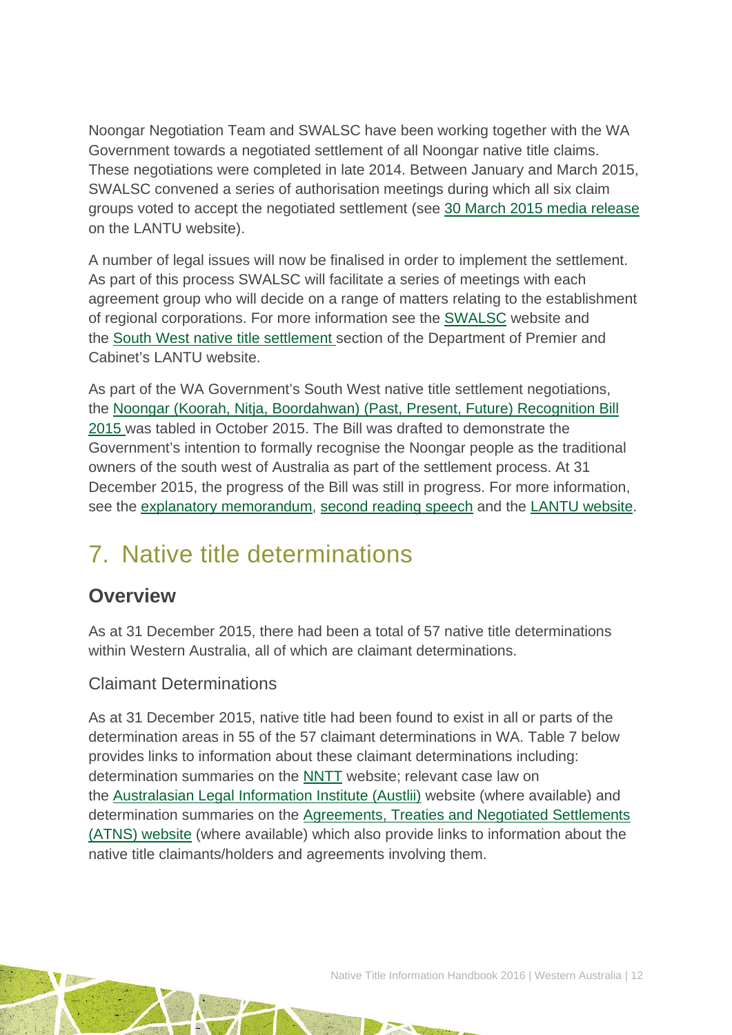Noongar Negotiation Team and SWALSC have been working together with the WA Government towards a negotiated settlement of all Noongar native title claims. These negotiations were completed in late 2014. Between January and March 2015, SWALSC convened a series of authorisation meetings during which all six claim groups voted to accept the negotiated settlement (see 30 March 2015 media release on the LANTU website).

A number of legal issues will now be finalised in order to implement the settlement. As part of this process SWALSC will facilitate a series of meetings with each agreement group who will decide on a range of matters relating to the establishment of regional corporations. For more information see the SWALSC website and the South West native title settlement section of the Department of Premier and Cabinet's LANTU website.

As part of the WA Government's South West native title settlement negotiations, the Noongar (Koorah, Nitja, Boordahwan) (Past, Present, Future) Recognition Bill 2015 was tabled in October 2015. The Bill was drafted to demonstrate the Government's intention to formally recognise the Noongar people as the traditional owners of the south west of Australia as part of the settlement process. At 31 December 2015, the progress of the Bill was still in progress. For more information, see the explanatory memorandum, second reading speech and the LANTU website.

# 7. Native title determinations

## Overview

As at 31 December 2015, there had been a total of 57 native title determinations within Western Australia, all of which are claimant determinations.

### Claimant Determinations

As at 31 December 2015, native title had been found to exist in all or parts of the determination areas in 55 of the 57 claimant determinations in WA. Table 7 below provides links to information about these claimant determinations including: determination summaries on the NNTT website; relevant case law on the Australasian Legal Information Institute (Austlii) website (where available) and determination summaries on the Agreements, Treaties and Negotiated Settlements (ATNS) website (where available) which also provide links to information about the native title claimants/holders and agreements involving them.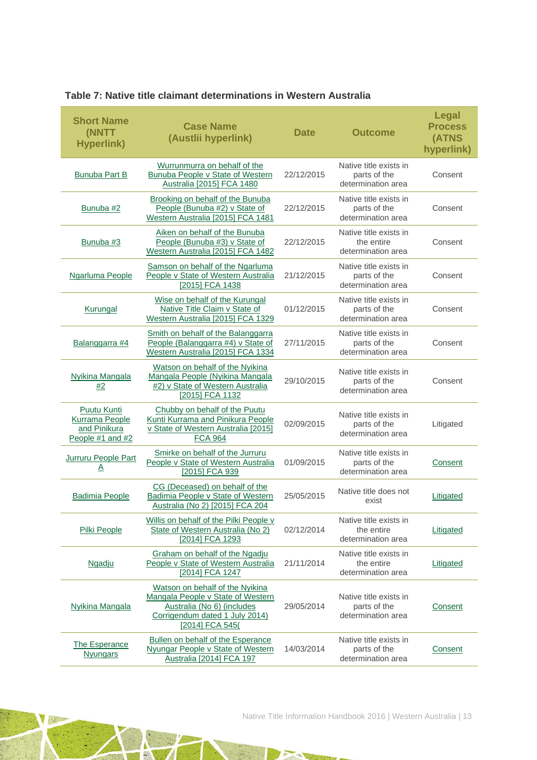**Table 7: Native title claimant determinations in Western Australia**

| Short Name (NNTT Hyperlink) | Case Name (Austlii hyperlink) | Date | Outcome | Legal Process (ATNS hyperlink) |
|---|---|---|---|---|
| Bunuba Part B | Wurrunmurra on behalf of the Bunuba People v State of Western Australia [2015] FCA 1480 | 22/12/2015 | Native title exists in parts of the determination area | Consent |
| Bunuba #2 | Brooking on behalf of the Bunuba People (Bunuba #2) v State of Western Australia [2015] FCA 1481 | 22/12/2015 | Native title exists in parts of the determination area | Consent |
| Bunuba #3 | Aiken on behalf of the Bunuba People (Bunuba #3) v State of Western Australia [2015] FCA 1482 | 22/12/2015 | Native title exists in the entire determination area | Consent |
| Ngarluma People | Samson on behalf of the Ngarluma People v State of Western Australia [2015] FCA 1438 | 21/12/2015 | Native title exists in parts of the determination area | Consent |
| Kurungal | Wise on behalf of the Kurungal Native Title Claim v State of Western Australia [2015] FCA 1329 | 01/12/2015 | Native title exists in parts of the determination area | Consent |
| Balanggarra #4 | Smith on behalf of the Balanggarra People (Balanggarra #4) v State of Western Australia [2015] FCA 1334 | 27/11/2015 | Native title exists in parts of the determination area | Consent |
| Nyikina Mangala #2 | Watson on behalf of the Nyikina Mangala People (Nyikina Mangala #2) v State of Western Australia [2015] FCA 1132 | 29/10/2015 | Native title exists in parts of the determination area | Consent |
| Puutu Kunti Kurrama People and Pinikura People #1 and #2 | Chubby on behalf of the Puutu Kunti Kurrama and Pinikura People v State of Western Australia [2015] FCA 964 | 02/09/2015 | Native title exists in parts of the determination area | Litigated |
| Jurruru People Part A | Smirke on behalf of the Jurruru People v State of Western Australia [2015] FCA 939 | 01/09/2015 | Native title exists in parts of the determination area | Consent |
| Badimia People | CG (Deceased) on behalf of the Badimia People v State of Western Australia (No 2) [2015] FCA 204 | 25/05/2015 | Native title does not exist | Litigated |
| Pilki People | Willis on behalf of the Pilki People v State of Western Australia (No 2) [2014] FCA 1293 | 02/12/2014 | Native title exists in the entire determination area | Litigated |
| Ngadju | Graham on behalf of the Ngadju People v State of Western Australia [2014] FCA 1247 | 21/11/2014 | Native title exists in the entire determination area | Litigated |
| Nyikina Mangala | Watson on behalf of the Nyikina Mangala People v State of Western Australia (No 6) (includes Corrigendum dated 1 July 2014) [2014] FCA 545( | 29/05/2014 | Native title exists in parts of the determination area | Consent |
| The Esperance Nyungars | Bullen on behalf of the Esperance Nyungar People v State of Western Australia [2014] FCA 197 | 14/03/2014 | Native title exists in parts of the determination area | Consent |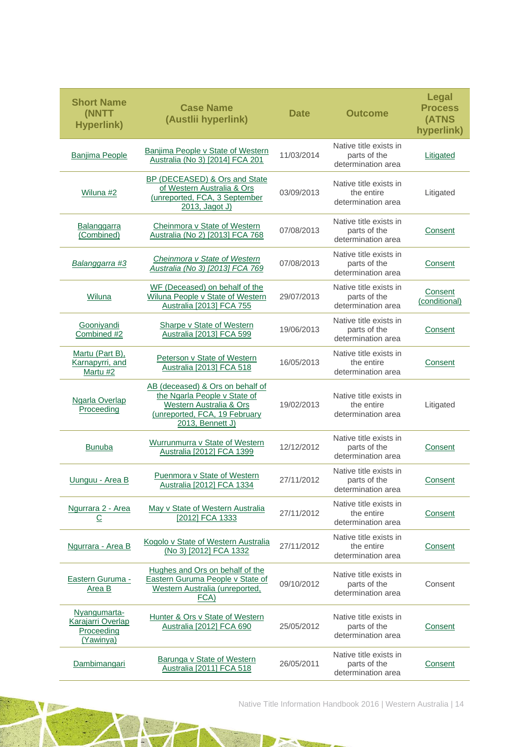| Short Name (NNTT Hyperlink) | Case Name (Austlii hyperlink) | Date | Outcome | Legal Process (ATNS hyperlink) |
|---|---|---|---|---|
| Banjima People | Banjima People v State of Western Australia (No 3) [2014] FCA 201 | 11/03/2014 | Native title exists in parts of the determination area | Litigated |
| Wiluna #2 | BP (DECEASED) & Ors and State of Western Australia & Ors (unreported, FCA, 3 September 2013, Jagot J) | 03/09/2013 | Native title exists in the entire determination area | Litigated |
| Balanggarra (Combined) | Cheinmora v State of Western Australia (No 2) [2013] FCA 768 | 07/08/2013 | Native title exists in parts of the determination area | Consent |
| *Balanggarra #3* | *Cheinmora v State of Western Australia (No 3) [2013] FCA 769* | 07/08/2013 | Native title exists in parts of the determination area | Consent |
| Wiluna | WF (Deceased) on behalf of the Wiluna People v State of Western Australia [2013] FCA 755 | 29/07/2013 | Native title exists in parts of the determination area | Consent (conditional) |
| Gooniyandi Combined #2 | Sharpe v State of Western Australia [2013] FCA 599 | 19/06/2013 | Native title exists in parts of the determination area | Consent |
| Martu (Part B), Karnapyrri, and Martu #2 | Peterson v State of Western Australia [2013] FCA 518 | 16/05/2013 | Native title exists in the entire determination area | Consent |
| Ngarla Overlap Proceeding | AB (deceased) & Ors on behalf of the Ngarla People v State of Western Australia & Ors (unreported, FCA, 19 February 2013, Bennett J) | 19/02/2013 | Native title exists in the entire determination area | Litigated |
| Bunuba | Wurrunmurra v State of Western Australia [2012] FCA 1399 | 12/12/2012 | Native title exists in parts of the determination area | Consent |
| Uunguu - Area B | Puenmora v State of Western Australia [2012] FCA 1334 | 27/11/2012 | Native title exists in parts of the determination area | Consent |
| Ngurrara 2 - Area C | May v State of Western Australia [2012] FCA 1333 | 27/11/2012 | Native title exists in the entire determination area | Consent |
| Ngurrara - Area B | Kogolo v State of Western Australia (No 3) [2012] FCA 1332 | 27/11/2012 | Native title exists in the entire determination area | Consent |
| Eastern Guruma - Area B | Hughes and Ors on behalf of the Eastern Guruma People v State of Western Australia (unreported, FCA) | 09/10/2012 | Native title exists in parts of the determination area | Consent |
| Nyangumarta-Karajarri Overlap Proceeding (Yawinya) | Hunter & Ors v State of Western Australia [2012] FCA 690 | 25/05/2012 | Native title exists in parts of the determination area | Consent |
| Dambimangari | Barunga v State of Western Australia [2011] FCA 518 | 26/05/2011 | Native title exists in parts of the determination area | Consent |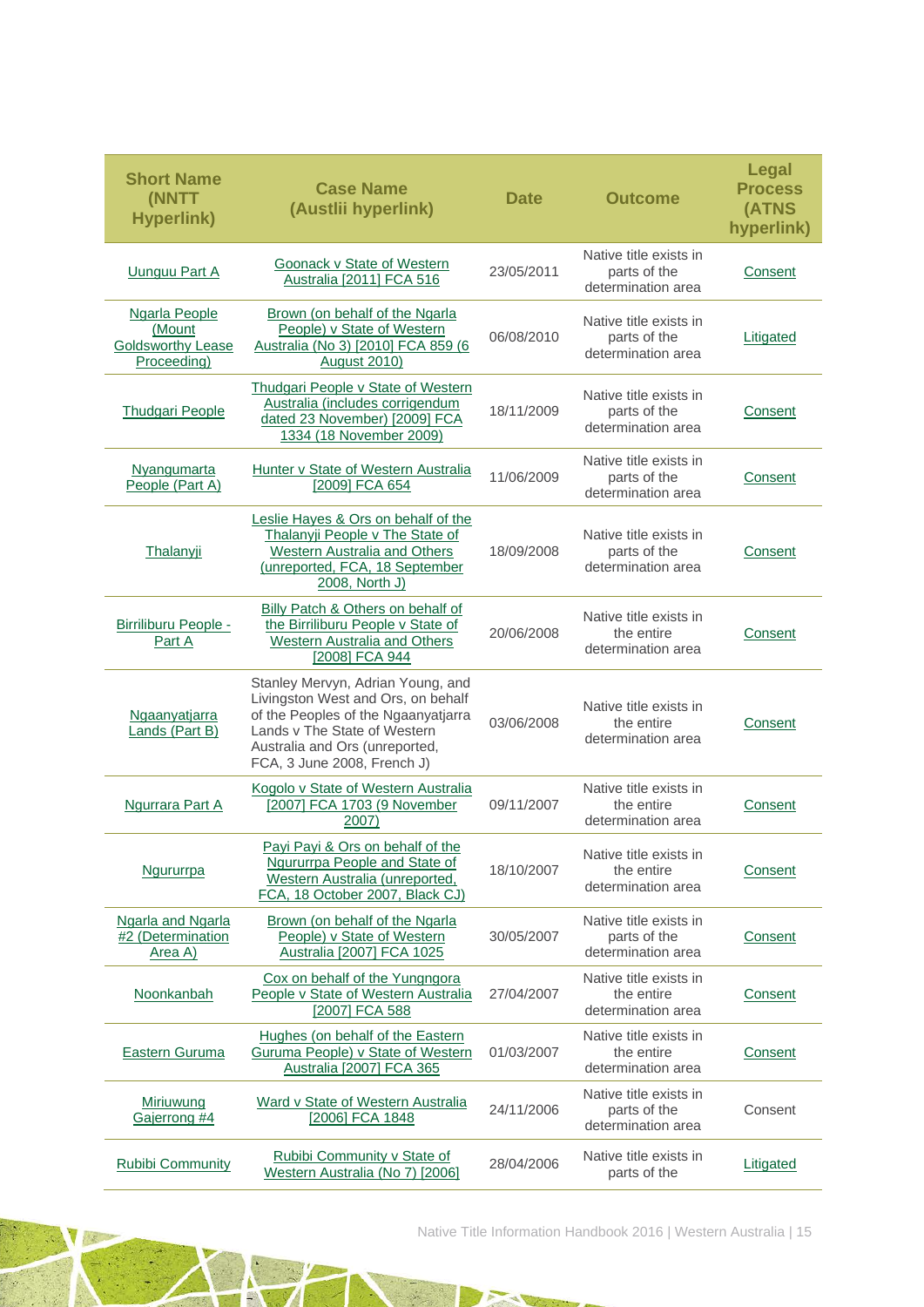| Short Name (NNTT Hyperlink) | Case Name (Austlii hyperlink) | Date | Outcome | Legal Process (ATNS hyperlink) |
|---|---|---|---|---|
| Uunguu Part A | Goonack v State of Western Australia [2011] FCA 516 | 23/05/2011 | Native title exists in parts of the determination area | Consent |
| Ngarla People (Mount Goldsworthy Lease Proceeding) | Brown (on behalf of the Ngarla People) v State of Western Australia (No 3) [2010] FCA 859 (6 August 2010) | 06/08/2010 | Native title exists in parts of the determination area | Litigated |
| Thudgari People | Thudgari People v State of Western Australia (includes corrigendum dated 23 November) [2009] FCA 1334 (18 November 2009) | 18/11/2009 | Native title exists in parts of the determination area | Consent |
| Nyangumarta People (Part A) | Hunter v State of Western Australia [2009] FCA 654 | 11/06/2009 | Native title exists in parts of the determination area | Consent |
| Thalanyji | Leslie Hayes & Ors on behalf of the Thalanyji People v The State of Western Australia and Others (unreported, FCA, 18 September 2008, North J) | 18/09/2008 | Native title exists in parts of the determination area | Consent |
| Birriliburu People - Part A | Billy Patch & Others on behalf of the Birriliburu People v State of Western Australia and Others [2008] FCA 944 | 20/06/2008 | Native title exists in the entire determination area | Consent |
| Ngaanyatjarra Lands (Part B) | Stanley Mervyn, Adrian Young, and Livingston West and Ors, on behalf of the Peoples of the Ngaanyatjarra Lands v The State of Western Australia and Ors (unreported, FCA, 3 June 2008, French J) | 03/06/2008 | Native title exists in the entire determination area | Consent |
| Ngurrara Part A | Kogolo v State of Western Australia [2007] FCA 1703 (9 November 2007) | 09/11/2007 | Native title exists in the entire determination area | Consent |
| Ngururrpa | Payi Payi & Ors on behalf of the Ngururrpa People and State of Western Australia (unreported, FCA, 18 October 2007, Black CJ) | 18/10/2007 | Native title exists in the entire determination area | Consent |
| Ngarla and Ngarla #2 (Determination Area A) | Brown (on behalf of the Ngarla People) v State of Western Australia [2007] FCA 1025 | 30/05/2007 | Native title exists in parts of the determination area | Consent |
| Noonkanbah | Cox on behalf of the Yungngora People v State of Western Australia [2007] FCA 588 | 27/04/2007 | Native title exists in the entire determination area | Consent |
| Eastern Guruma | Hughes (on behalf of the Eastern Guruma People) v State of Western Australia [2007] FCA 365 | 01/03/2007 | Native title exists in the entire determination area | Consent |
| Miriuwung Gajerrong #4 | Ward v State of Western Australia [2006] FCA 1848 | 24/11/2006 | Native title exists in parts of the determination area | Consent |
| Rubibi Community | Rubibi Community v State of Western Australia (No 7) [2006] | 28/04/2006 | Native title exists in parts of the | Litigated |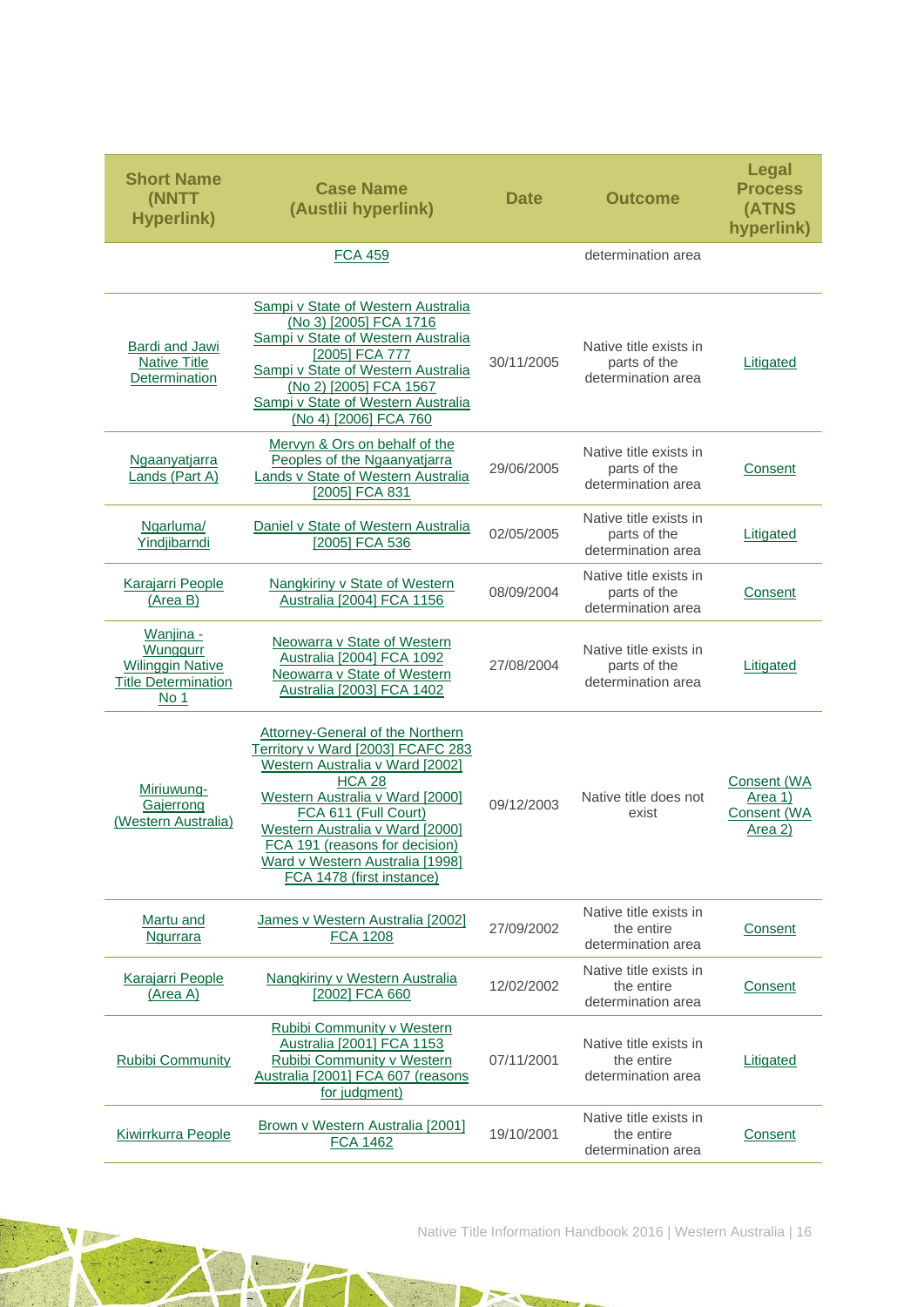| Short Name (NNTT Hyperlink) | Case Name (Austlii hyperlink) | Date | Outcome | Legal Process (ATNS hyperlink) |
|---|---|---|---|---|
| | FCA 459 | | determination area | |
| Bardi and Jawi Native Title Determination | Sampi v State of Western Australia (No 3) [2005] FCA 1716 Sampi v State of Western Australia [2005] FCA 777 Sampi v State of Western Australia (No 2) [2005] FCA 1567 Sampi v State of Western Australia (No 4) [2006] FCA 760 | 30/11/2005 | Native title exists in parts of the determination area | Litigated |
| Ngaanyatjarra Lands (Part A) | Mervyn & Ors on behalf of the Peoples of the Ngaanyatjarra Lands v State of Western Australia [2005] FCA 831 | 29/06/2005 | Native title exists in parts of the determination area | Consent |
| Ngarluma/ Yindjibarndi | Daniel v State of Western Australia [2005] FCA 536 | 02/05/2005 | Native title exists in parts of the determination area | Litigated |
| Karajarri People (Area B) | Nangkiriny v State of Western Australia [2004] FCA 1156 | 08/09/2004 | Native title exists in parts of the determination area | Consent |
| Wanjina - Wunggurr Wilinggin Native Title Determination No 1 | Neowarra v State of Western Australia [2004] FCA 1092 Neowarra v State of Western Australia [2003] FCA 1402 | 27/08/2004 | Native title exists in parts of the determination area | Litigated |
| Miriuwung-Gajerrong (Western Australia) | Attorney-General of the Northern Territory v Ward [2003] FCAFC 283 Western Australia v Ward [2002] HCA 28 Western Australia v Ward [2000] FCA 611 (Full Court) Western Australia v Ward [2000] FCA 191 (reasons for decision) Ward v Western Australia [1998] FCA 1478 (first instance) | 09/12/2003 | Native title does not exist | Consent (WA Area 1) Consent (WA Area 2) |
| Martu and Ngurrara | James v Western Australia [2002] FCA 1208 | 27/09/2002 | Native title exists in the entire determination area | Consent |
| Karajarri People (Area A) | Nangkiriny v Western Australia [2002] FCA 660 | 12/02/2002 | Native title exists in the entire determination area | Consent |
| Rubibi Community | Rubibi Community v Western Australia [2001] FCA 1153 Rubibi Community v Western Australia [2001] FCA 607 (reasons for judgment) | 07/11/2001 | Native title exists in the entire determination area | Litigated |
| Kiwirrkurra People | Brown v Western Australia [2001] FCA 1462 | 19/10/2001 | Native title exists in the entire determination area | Consent |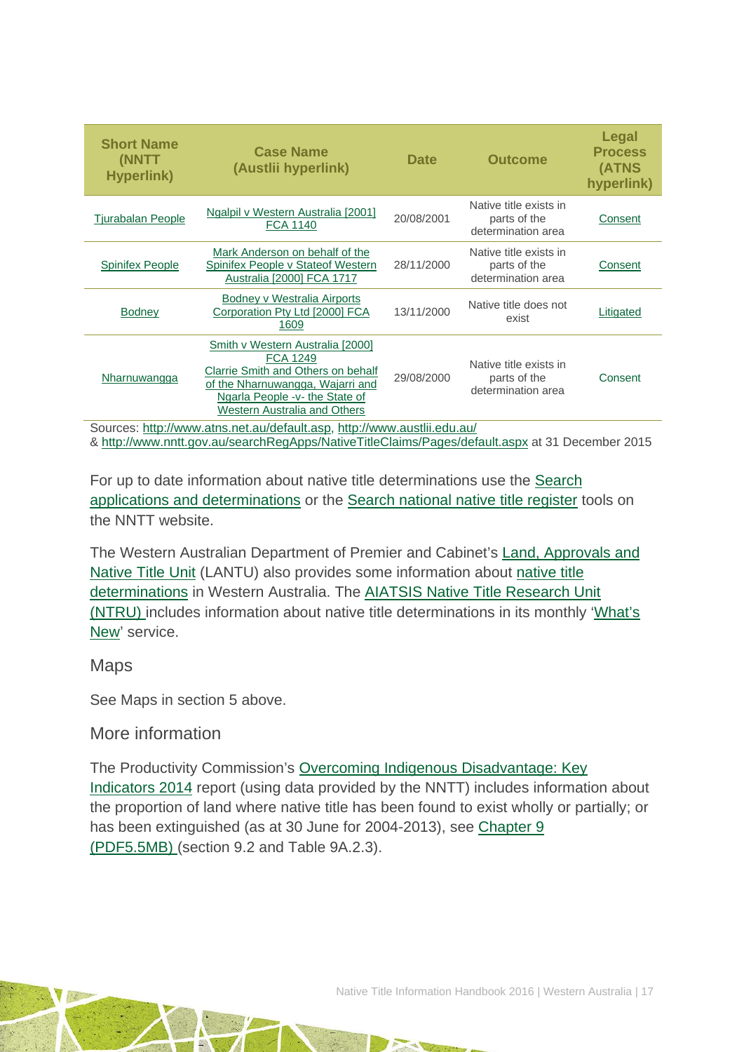| Short Name (NNTT Hyperlink) | Case Name (Austlii hyperlink) | Date | Outcome | Legal Process (ATNS hyperlink) |
|---|---|---|---|---|
| Tjurabalan People | Ngalpil v Western Australia [2001] FCA 1140 | 20/08/2001 | Native title exists in parts of the determination area | Consent |
| Spinifex People | Mark Anderson on behalf of the Spinifex People v Stateof Western Australia [2000] FCA 1717 | 28/11/2000 | Native title exists in parts of the determination area | Consent |
| Bodney | Bodney v Westralia Airports Corporation Pty Ltd [2000] FCA 1609 | 13/11/2000 | Native title does not exist | Litigated |
| Nharnuwangga | Smith v Western Australia [2000] FCA 1249 Clarrie Smith and Others on behalf of the Nharnuwangga, Wajarri and Ngarla People -v- the State of Western Australia and Others | 29/08/2000 | Native title exists in parts of the determination area | Consent |

Sources: http://www.atns.net.au/default.asp, http://www.austlii.edu.au/ & http://www.nntt.gov.au/searchRegApps/NativeTitleClaims/Pages/default.aspx at 31 December 2015

For up to date information about native title determinations use the Search applications and determinations or the Search national native title register tools on the NNTT website.

The Western Australian Department of Premier and Cabinet's Land, Approvals and Native Title Unit (LANTU) also provides some information about native title determinations in Western Australia. The AIATSIS Native Title Research Unit (NTRU) includes information about native title determinations in its monthly 'What's New' service.

### Maps

See Maps in section 5 above.

### More information

The Productivity Commission's Overcoming Indigenous Disadvantage: Key Indicators 2014 report (using data provided by the NNTT) includes information about the proportion of land where native title has been found to exist wholly or partially; or has been extinguished (as at 30 June for 2004-2013), see Chapter 9 (PDF5.5MB) (section 9.2 and Table 9A.2.3).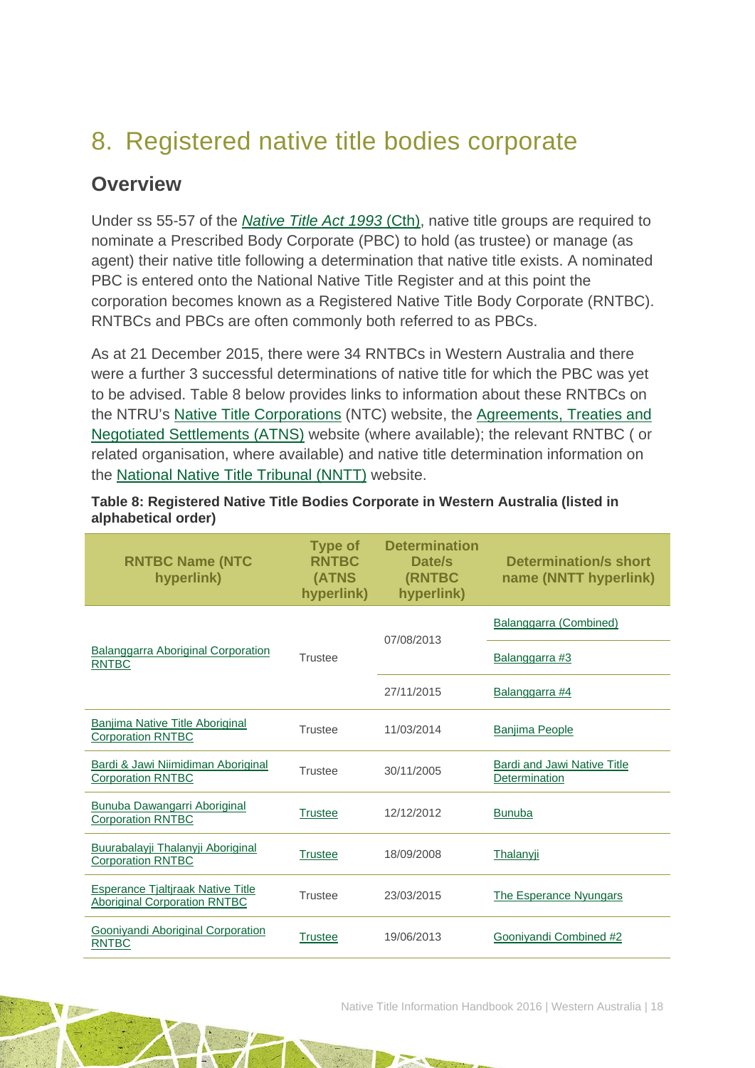# 8. Registered native title bodies corporate

## Overview

Under ss 55-57 of the *Native Title Act 1993* (Cth), native title groups are required to nominate a Prescribed Body Corporate (PBC) to hold (as trustee) or manage (as agent) their native title following a determination that native title exists. A nominated PBC is entered onto the National Native Title Register and at this point the corporation becomes known as a Registered Native Title Body Corporate (RNTBC). RNTBCs and PBCs are often commonly both referred to as PBCs.

As at 21 December 2015, there were 34 RNTBCs in Western Australia and there were a further 3 successful determinations of native title for which the PBC was yet to be advised. Table 8 below provides links to information about these RNTBCs on the NTRU's Native Title Corporations (NTC) website, the Agreements, Treaties and Negotiated Settlements (ATNS) website (where available); the relevant RNTBC ( or related organisation, where available) and native title determination information on the National Native Title Tribunal (NNTT) website.

**Table 8: Registered Native Title Bodies Corporate in Western Australia (listed in alphabetical order)**

| RNTBC Name (NTC hyperlink) | Type of RNTBC (ATNS hyperlink) | Determination Date/s (RNTBC hyperlink) | Determination/s short name (NNTT hyperlink) |
|---|---|---|---|
| Balanggarra Aboriginal Corporation RNTBC | Trustee | 07/08/2013 | Balanggarra (Combined) |
| | | | Balanggarra #3 |
| | | 27/11/2015 | Balanggarra #4 |
| Banjima Native Title Aboriginal Corporation RNTBC | Trustee | 11/03/2014 | Banjima People |
| Bardi & Jawi Niimidiman Aboriginal Corporation RNTBC | Trustee | 30/11/2005 | Bardi and Jawi Native Title Determination |
| Bunuba Dawangarri Aboriginal Corporation RNTBC | Trustee | 12/12/2012 | Bunuba |
| Buurabalayji Thalanyji Aboriginal Corporation RNTBC | Trustee | 18/09/2008 | Thalanyji |
| Esperance Tjaltjraak Native Title Aboriginal Corporation RNTBC | Trustee | 23/03/2015 | The Esperance Nyungars |
| Gooniyandi Aboriginal Corporation RNTBC | Trustee | 19/06/2013 | Gooniyandi Combined #2 |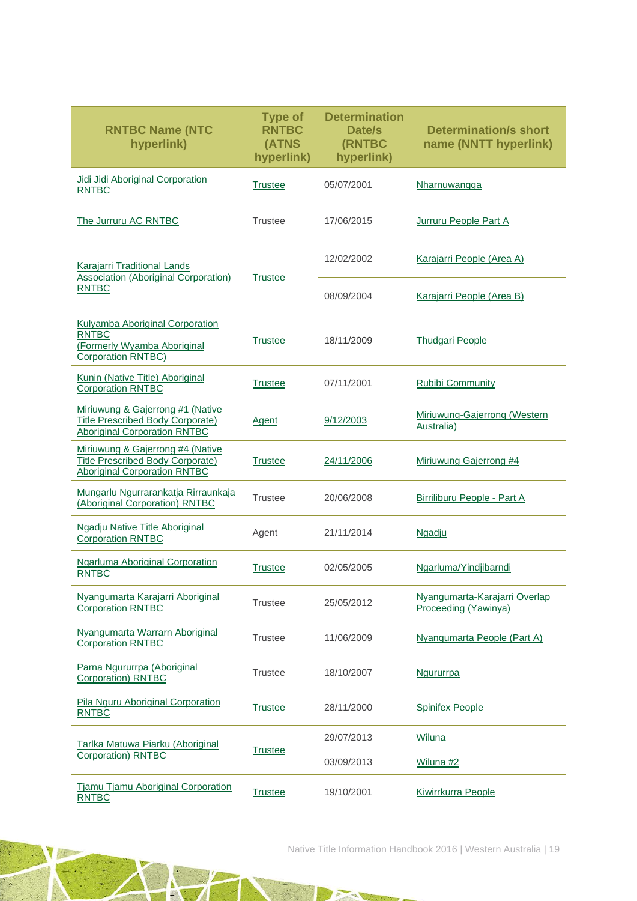| RNTBC Name (NTC hyperlink) | Type of RNTBC (ATNS hyperlink) | Determination Date/s (RNTBC hyperlink) | Determination/s short name (NNTT hyperlink) |
|---|---|---|---|
| Jidi Jidi Aboriginal Corporation RNTBC | Trustee | 05/07/2001 | Nharnuwangga |
| The Jurruru AC RNTBC | Trustee | 17/06/2015 | Jurruru People Part A |
| Karajarri Traditional Lands Association (Aboriginal Corporation) RNTBC | Trustee | 12/02/2002 | Karajarri People (Area A) |
| | | 08/09/2004 | Karajarri People (Area B) |
| Kulyamba Aboriginal Corporation RNTBC (Formerly Wyamba Aboriginal Corporation RNTBC) | Trustee | 18/11/2009 | Thudgari People |
| Kunin (Native Title) Aboriginal Corporation RNTBC | Trustee | 07/11/2001 | Rubibi Community |
| Miriuwung & Gajerrong #1 (Native Title Prescribed Body Corporate) Aboriginal Corporation RNTBC | Agent | 9/12/2003 | Miriuwung-Gajerrong (Western Australia) |
| Miriuwung & Gajerrong #4 (Native Title Prescribed Body Corporate) Aboriginal Corporation RNTBC | Trustee | 24/11/2006 | Miriuwung Gajerrong #4 |
| Mungarlu Ngurrarankatja Rirraunkaja (Aboriginal Corporation) RNTBC | Trustee | 20/06/2008 | Birriliburu People - Part A |
| Ngadju Native Title Aboriginal Corporation RNTBC | Agent | 21/11/2014 | Ngadju |
| Ngarluma Aboriginal Corporation RNTBC | Trustee | 02/05/2005 | Ngarluma/Yindjibarndi |
| Nyangumarta Karajarri Aboriginal Corporation RNTBC | Trustee | 25/05/2012 | Nyangumarta-Karajarri Overlap Proceeding (Yawinya) |
| Nyangumarta Warrarn Aboriginal Corporation RNTBC | Trustee | 11/06/2009 | Nyangumarta People (Part A) |
| Parna Ngururrpa (Aboriginal Corporation) RNTBC | Trustee | 18/10/2007 | Ngururrpa |
| Pila Nguru Aboriginal Corporation RNTBC | Trustee | 28/11/2000 | Spinifex People |
| Tarlka Matuwa Piarku (Aboriginal Corporation) RNTBC | Trustee | 29/07/2013 | Wiluna |
| | | 03/09/2013 | Wiluna #2 |
| Tjamu Tjamu Aboriginal Corporation RNTBC | Trustee | 19/10/2001 | Kiwirrkurra People |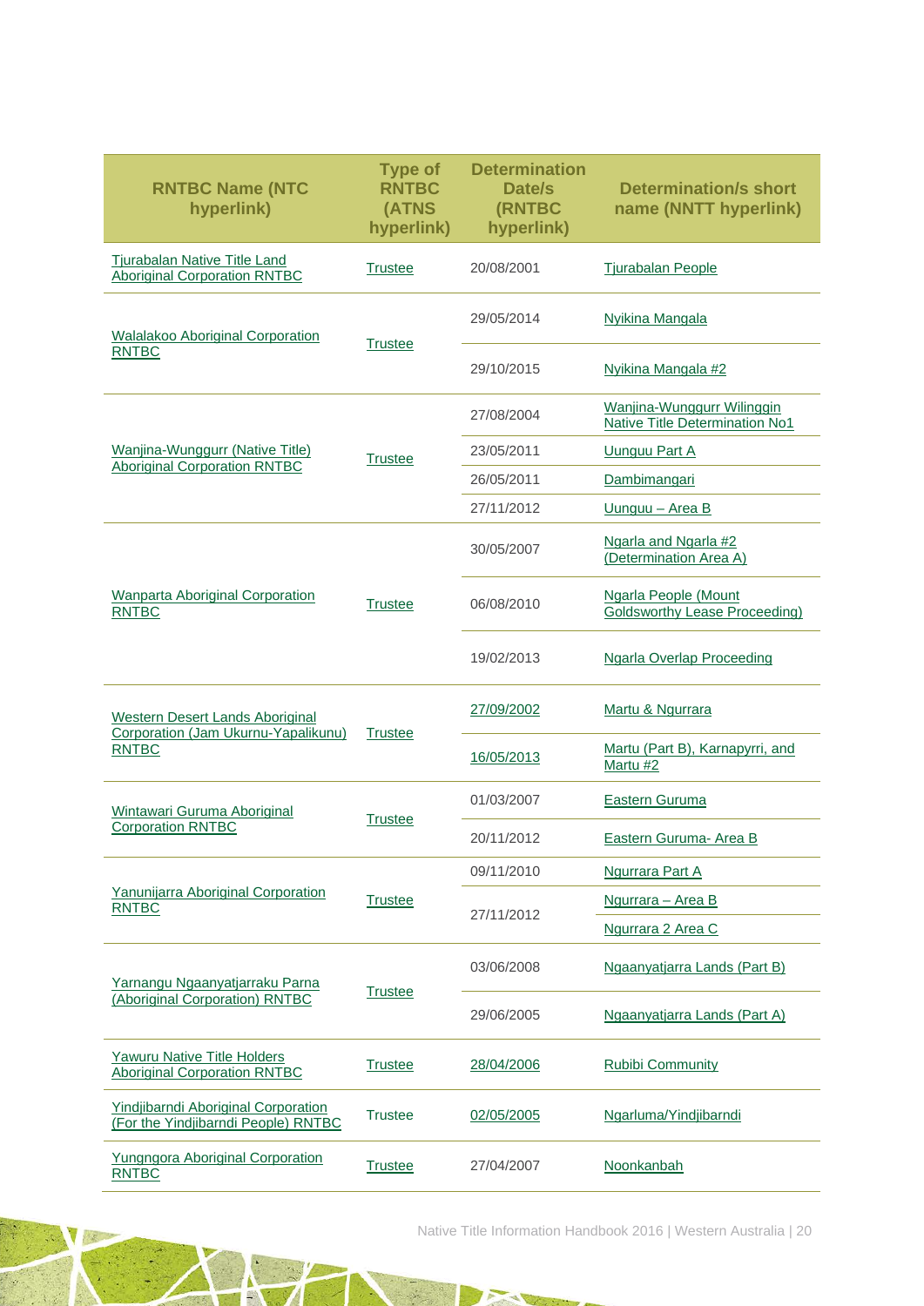| RNTBC Name (NTC hyperlink) | Type of RNTBC (ATNS hyperlink) | Determination Date/s (RNTBC hyperlink) | Determination/s short name (NNTT hyperlink) |
|---|---|---|---|
| Tjurabalan Native Title Land Aboriginal Corporation RNTBC | Trustee | 20/08/2001 | Tjurabalan People |
| Walalakoo Aboriginal Corporation RNTBC | Trustee | 29/05/2014 | Nyikina Mangala |
| | | 29/10/2015 | Nyikina Mangala #2 |
| Wanjina-Wunggurr (Native Title) Aboriginal Corporation RNTBC | Trustee | 27/08/2004 | Wanjina-Wunggurr Wilinggin Native Title Determination No1 |
| | | 23/05/2011 | Uunguu Part A |
| | | 26/05/2011 | Dambimangari |
| | | 27/11/2012 | Uunguu – Area B |
| Wanparta Aboriginal Corporation RNTBC | Trustee | 30/05/2007 | Ngarla and Ngarla #2 (Determination Area A) |
| | | 06/08/2010 | Ngarla People (Mount Goldsworthy Lease Proceeding) |
| | | 19/02/2013 | Ngarla Overlap Proceeding |
| Western Desert Lands Aboriginal Corporation (Jam Ukurnu-Yapalikunu) RNTBC | Trustee | 27/09/2002 | Martu & Ngurrara |
| | | 16/05/2013 | Martu (Part B), Karnapyrri, and Martu #2 |
| Wintawari Guruma Aboriginal Corporation RNTBC | Trustee | 01/03/2007 | Eastern Guruma |
| | | 20/11/2012 | Eastern Guruma- Area B |
| Yanunijarra Aboriginal Corporation RNTBC | Trustee | 09/11/2010 | Ngurrara Part A |
| | | 27/11/2012 | Ngurrara – Area B |
| | | | Ngurrara 2 Area C |
| Yarnangu Ngaanyatjarraku Parna (Aboriginal Corporation) RNTBC | Trustee | 03/06/2008 | Ngaanyatjarra Lands (Part B) |
| | | 29/06/2005 | Ngaanyatjarra Lands (Part A) |
| Yawuru Native Title Holders Aboriginal Corporation RNTBC | Trustee | 28/04/2006 | Rubibi Community |
| Yindjibarndi Aboriginal Corporation (For the Yindjibarndi People) RNTBC | Trustee | 02/05/2005 | Ngarluma/Yindjibarndi |
| Yungngora Aboriginal Corporation RNTBC | Trustee | 27/04/2007 | Noonkanbah |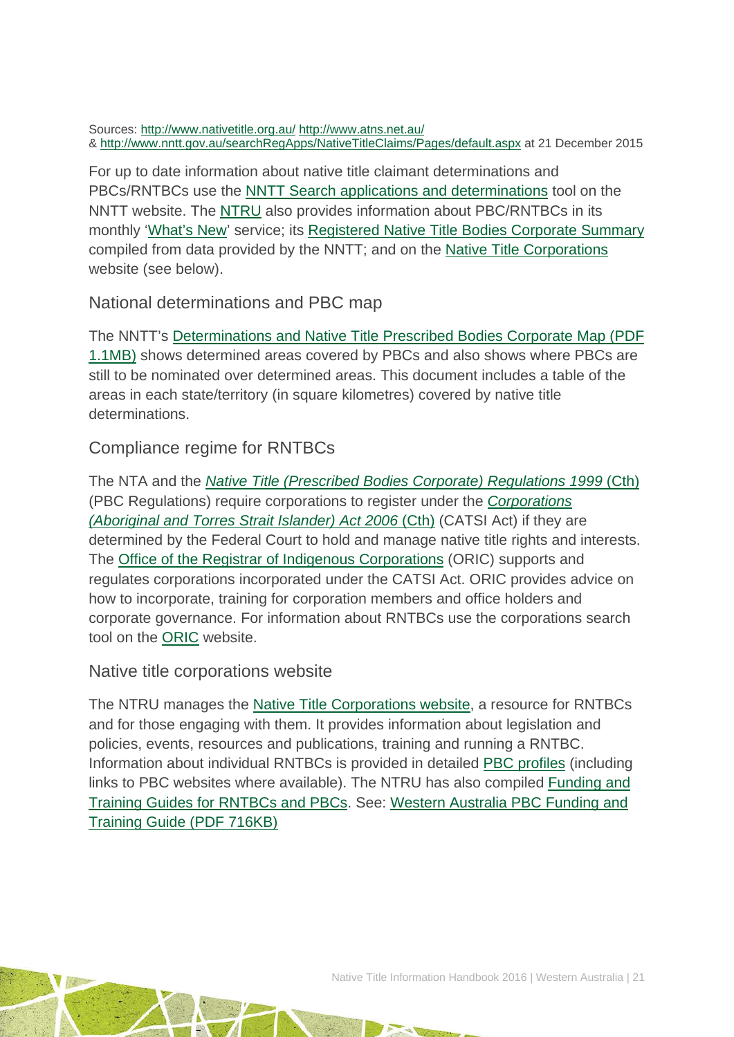Sources: http://www.nativetitle.org.au/ http://www.atns.net.au/
& http://www.nntt.gov.au/searchRegApps/NativeTitleClaims/Pages/default.aspx at 21 December 2015

For up to date information about native title claimant determinations and PBCs/RNTBCs use the NNTT Search applications and determinations tool on the NNTT website. The NTRU also provides information about PBC/RNTBCs in its monthly 'What's New' service; its Registered Native Title Bodies Corporate Summary compiled from data provided by the NNTT; and on the Native Title Corporations website (see below).

## National determinations and PBC map

The NNTT's Determinations and Native Title Prescribed Bodies Corporate Map (PDF 1.1MB) shows determined areas covered by PBCs and also shows where PBCs are still to be nominated over determined areas. This document includes a table of the areas in each state/territory (in square kilometres) covered by native title determinations.

## Compliance regime for RNTBCs

The NTA and the *Native Title (Prescribed Bodies Corporate) Regulations 1999* (Cth) (PBC Regulations) require corporations to register under the *Corporations (Aboriginal and Torres Strait Islander) Act 2006* (Cth) (CATSI Act) if they are determined by the Federal Court to hold and manage native title rights and interests. The Office of the Registrar of Indigenous Corporations (ORIC) supports and regulates corporations incorporated under the CATSI Act. ORIC provides advice on how to incorporate, training for corporation members and office holders and corporate governance. For information about RNTBCs use the corporations search tool on the ORIC website.

## Native title corporations website

The NTRU manages the Native Title Corporations website, a resource for RNTBCs and for those engaging with them. It provides information about legislation and policies, events, resources and publications, training and running a RNTBC. Information about individual RNTBCs is provided in detailed PBC profiles (including links to PBC websites where available). The NTRU has also compiled Funding and Training Guides for RNTBCs and PBCs. See: Western Australia PBC Funding and Training Guide (PDF 716KB)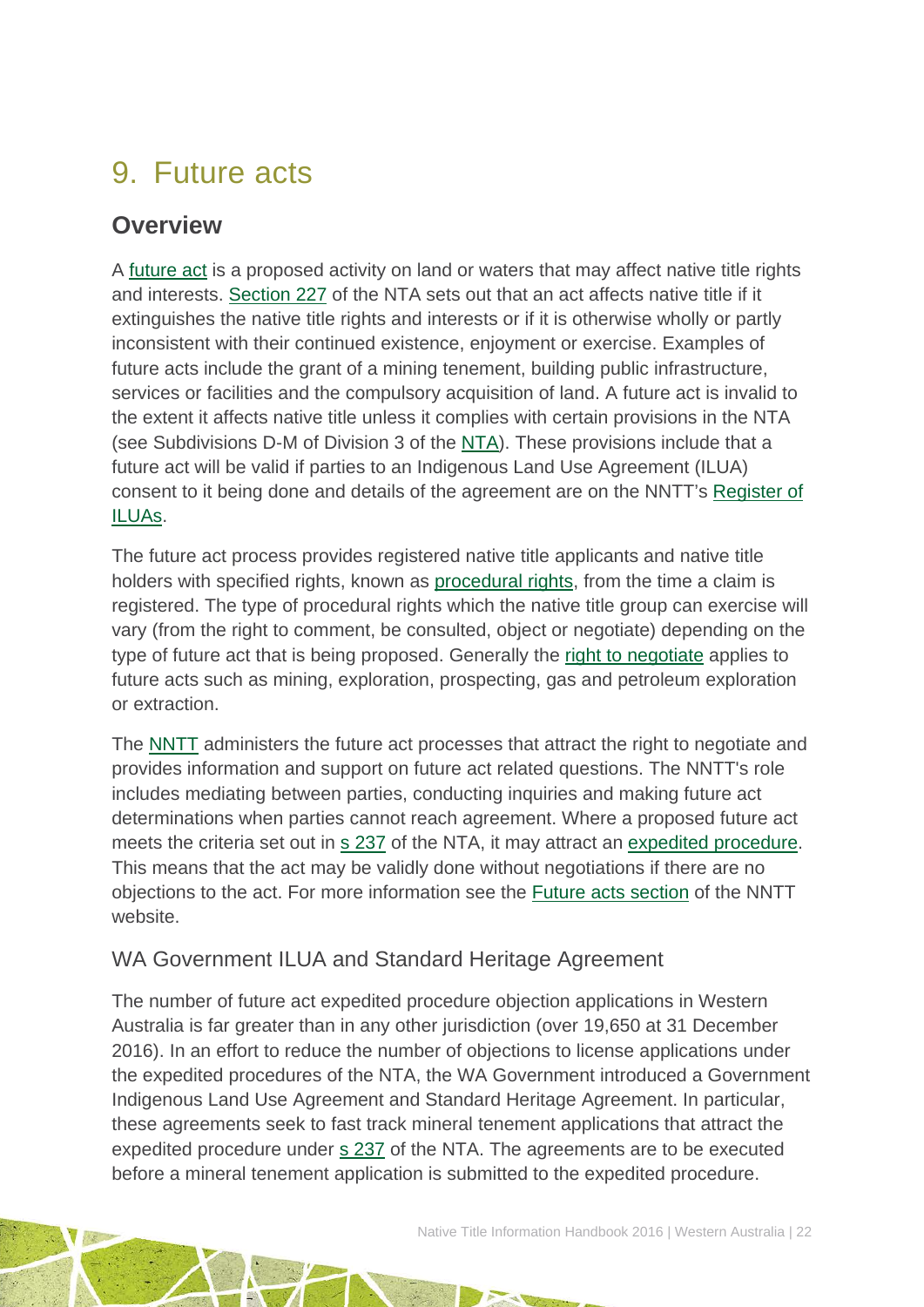# 9. Future acts

## Overview

A future act is a proposed activity on land or waters that may affect native title rights and interests. Section 227 of the NTA sets out that an act affects native title if it extinguishes the native title rights and interests or if it is otherwise wholly or partly inconsistent with their continued existence, enjoyment or exercise. Examples of future acts include the grant of a mining tenement, building public infrastructure, services or facilities and the compulsory acquisition of land. A future act is invalid to the extent it affects native title unless it complies with certain provisions in the NTA (see Subdivisions D-M of Division 3 of the NTA). These provisions include that a future act will be valid if parties to an Indigenous Land Use Agreement (ILUA) consent to it being done and details of the agreement are on the NNTT's Register of ILUAs.

The future act process provides registered native title applicants and native title holders with specified rights, known as procedural rights, from the time a claim is registered. The type of procedural rights which the native title group can exercise will vary (from the right to comment, be consulted, object or negotiate) depending on the type of future act that is being proposed. Generally the right to negotiate applies to future acts such as mining, exploration, prospecting, gas and petroleum exploration or extraction.

The NNTT administers the future act processes that attract the right to negotiate and provides information and support on future act related questions. The NNTT's role includes mediating between parties, conducting inquiries and making future act determinations when parties cannot reach agreement. Where a proposed future act meets the criteria set out in s 237 of the NTA, it may attract an expedited procedure. This means that the act may be validly done without negotiations if there are no objections to the act. For more information see the Future acts section of the NNTT website.

### WA Government ILUA and Standard Heritage Agreement

The number of future act expedited procedure objection applications in Western Australia is far greater than in any other jurisdiction (over 19,650 at 31 December 2016). In an effort to reduce the number of objections to license applications under the expedited procedures of the NTA, the WA Government introduced a Government Indigenous Land Use Agreement and Standard Heritage Agreement. In particular, these agreements seek to fast track mineral tenement applications that attract the expedited procedure under s 237 of the NTA. The agreements are to be executed before a mineral tenement application is submitted to the expedited procedure.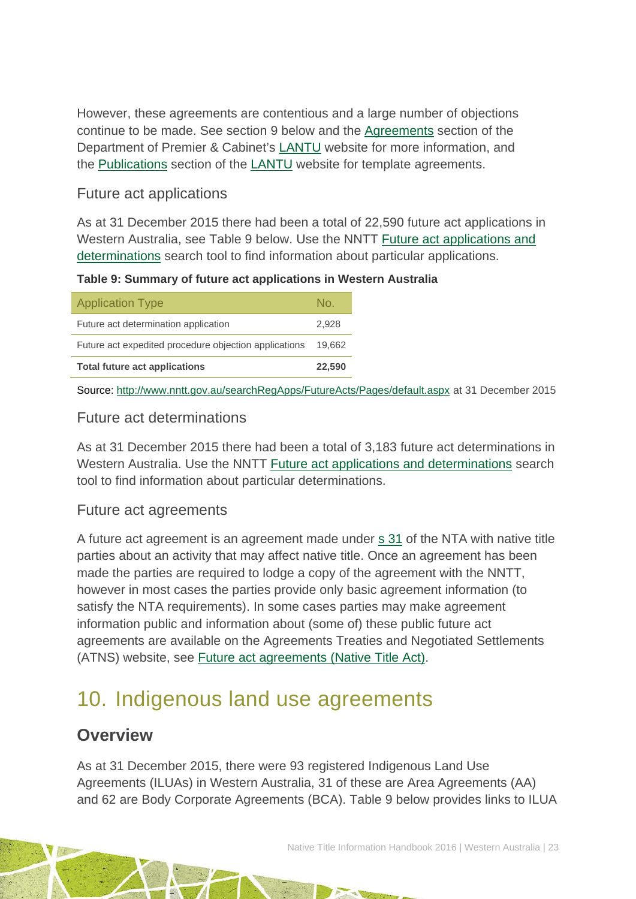However, these agreements are contentious and a large number of objections continue to be made. See section 9 below and the Agreements section of the Department of Premier & Cabinet's LANTU website for more information, and the Publications section of the LANTU website for template agreements.

### Future act applications

As at 31 December 2015 there had been a total of 22,590 future act applications in Western Australia, see Table 9 below. Use the NNTT Future act applications and determinations search tool to find information about particular applications.

**Table 9: Summary of future act applications in Western Australia**

| Application Type | No. |
| --- | --- |
| Future act determination application | 2,928 |
| Future act expedited procedure objection applications | 19,662 |
| **Total future act applications** | **22,590** |

Source: http://www.nntt.gov.au/searchRegApps/FutureActs/Pages/default.aspx at 31 December 2015

### Future act determinations

As at 31 December 2015 there had been a total of 3,183 future act determinations in Western Australia. Use the NNTT Future act applications and determinations search tool to find information about particular determinations.

### Future act agreements

A future act agreement is an agreement made under s 31 of the NTA with native title parties about an activity that may affect native title. Once an agreement has been made the parties are required to lodge a copy of the agreement with the NNTT, however in most cases the parties provide only basic agreement information (to satisfy the NTA requirements). In some cases parties may make agreement information public and information about (some of) these public future act agreements are available on the Agreements Treaties and Negotiated Settlements (ATNS) website, see Future act agreements (Native Title Act).

# 10. Indigenous land use agreements

## Overview

As at 31 December 2015, there were 93 registered Indigenous Land Use Agreements (ILUAs) in Western Australia, 31 of these are Area Agreements (AA) and 62 are Body Corporate Agreements (BCA). Table 9 below provides links to ILUA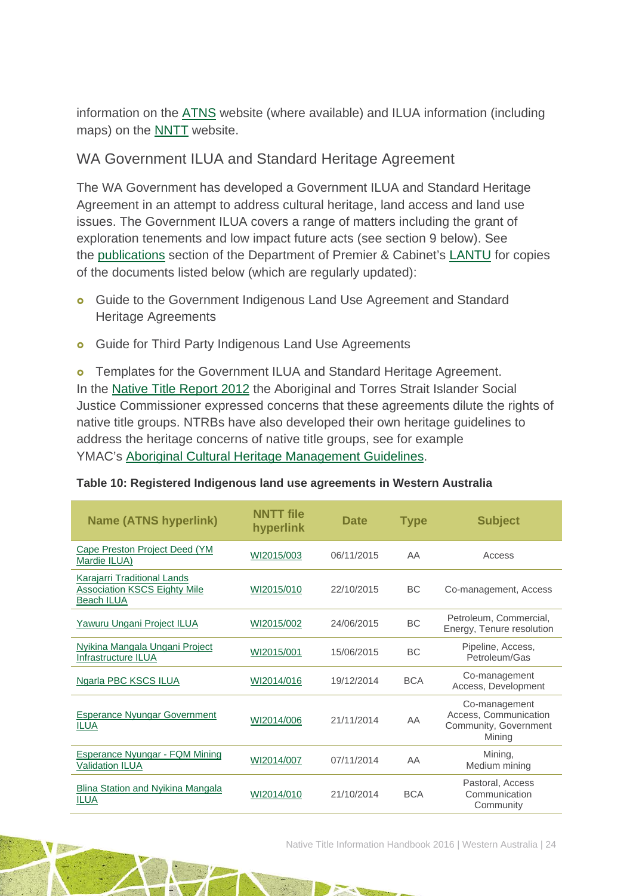information on the ATNS website (where available) and ILUA information (including maps) on the NNTT website.

### WA Government ILUA and Standard Heritage Agreement

The WA Government has developed a Government ILUA and Standard Heritage Agreement in an attempt to address cultural heritage, land access and land use issues. The Government ILUA covers a range of matters including the grant of exploration tenements and low impact future acts (see section 9 below). See the publications section of the Department of Premier & Cabinet's LANTU for copies of the documents listed below (which are regularly updated):

- Guide to the Government Indigenous Land Use Agreement and Standard Heritage Agreements
- Guide for Third Party Indigenous Land Use Agreements
- Templates for the Government ILUA and Standard Heritage Agreement.

In the Native Title Report 2012 the Aboriginal and Torres Strait Islander Social Justice Commissioner expressed concerns that these agreements dilute the rights of native title groups. NTRBs have also developed their own heritage guidelines to address the heritage concerns of native title groups, see for example YMAC's Aboriginal Cultural Heritage Management Guidelines.

**Table 10: Registered Indigenous land use agreements in Western Australia**

| Name (ATNS hyperlink) | NNTT file hyperlink | Date | Type | Subject |
|---|---|---|---|---|
| Cape Preston Project Deed (YM Mardie ILUA) | WI2015/003 | 06/11/2015 | AA | Access |
| Karajarri Traditional Lands Association KSCS Eighty Mile Beach ILUA | WI2015/010 | 22/10/2015 | BC | Co-management, Access |
| Yawuru Ungani Project ILUA | WI2015/002 | 24/06/2015 | BC | Petroleum, Commercial, Energy, Tenure resolution |
| Nyikina Mangala Ungani Project Infrastructure ILUA | WI2015/001 | 15/06/2015 | BC | Pipeline, Access, Petroleum/Gas |
| Ngarla PBC KSCS ILUA | WI2014/016 | 19/12/2014 | BCA | Co-management Access, Development |
| Esperance Nyungar Government ILUA | WI2014/006 | 21/11/2014 | AA | Co-management Access, Communication Community, Government Mining |
| Esperance Nyungar - FQM Mining Validation ILUA | WI2014/007 | 07/11/2014 | AA | Mining, Medium mining |
| Blina Station and Nyikina Mangala ILUA | WI2014/010 | 21/10/2014 | BCA | Pastoral, Access Communication Community |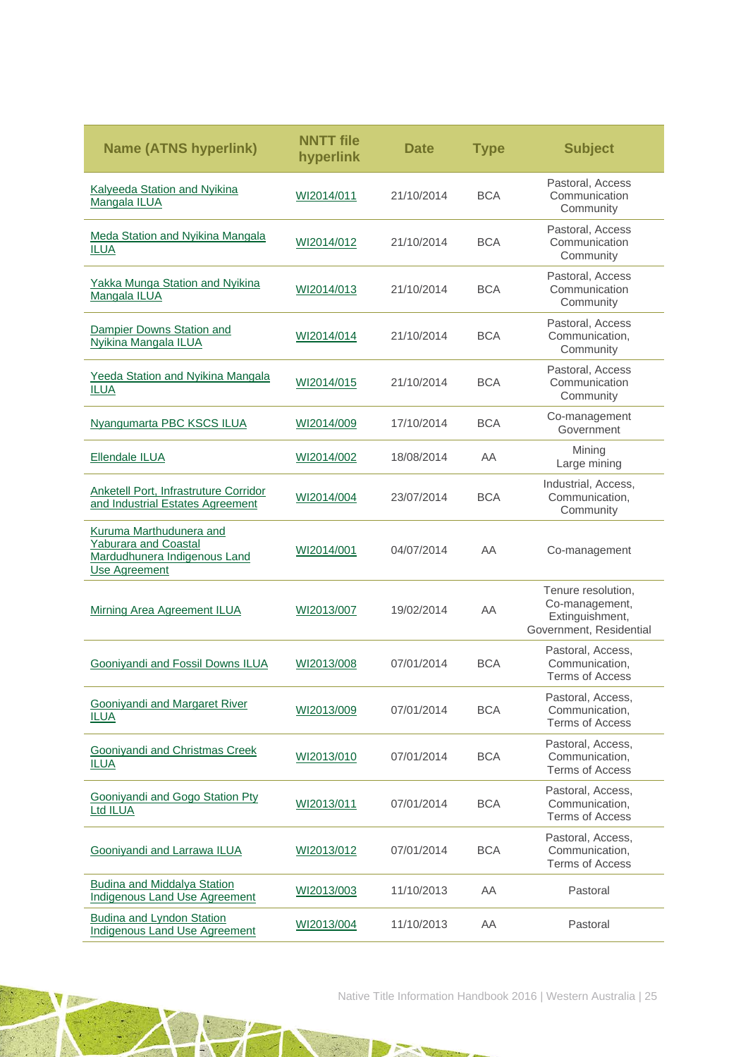| Name (ATNS hyperlink) | NNTT file hyperlink | Date | Type | Subject |
|---|---|---|---|---|
| Kalyeeda Station and Nyikina Mangala ILUA | WI2014/011 | 21/10/2014 | BCA | Pastoral, Access Communication Community |
| Meda Station and Nyikina Mangala ILUA | WI2014/012 | 21/10/2014 | BCA | Pastoral, Access Communication Community |
| Yakka Munga Station and Nyikina Mangala ILUA | WI2014/013 | 21/10/2014 | BCA | Pastoral, Access Communication Community |
| Dampier Downs Station and Nyikina Mangala ILUA | WI2014/014 | 21/10/2014 | BCA | Pastoral, Access Communication, Community |
| Yeeda Station and Nyikina Mangala ILUA | WI2014/015 | 21/10/2014 | BCA | Pastoral, Access Communication Community |
| Nyangumarta PBC KSCS ILUA | WI2014/009 | 17/10/2014 | BCA | Co-management Government |
| Ellendale ILUA | WI2014/002 | 18/08/2014 | AA | Mining Large mining |
| Anketell Port, Infrastruture Corridor and Industrial Estates Agreement | WI2014/004 | 23/07/2014 | BCA | Industrial, Access, Communication, Community |
| Kuruma Marthudunera and Yaburara and Coastal Mardudhunera Indigenous Land Use Agreement | WI2014/001 | 04/07/2014 | AA | Co-management |
| Mirning Area Agreement ILUA | WI2013/007 | 19/02/2014 | AA | Tenure resolution, Co-management, Extinguishment, Government, Residential |
| Gooniyandi and Fossil Downs ILUA | WI2013/008 | 07/01/2014 | BCA | Pastoral, Access, Communication, Terms of Access |
| Gooniyandi and Margaret River ILUA | WI2013/009 | 07/01/2014 | BCA | Pastoral, Access, Communication, Terms of Access |
| Gooniyandi and Christmas Creek ILUA | WI2013/010 | 07/01/2014 | BCA | Pastoral, Access, Communication, Terms of Access |
| Gooniyandi and Gogo Station Pty Ltd ILUA | WI2013/011 | 07/01/2014 | BCA | Pastoral, Access, Communication, Terms of Access |
| Gooniyandi and Larrawa ILUA | WI2013/012 | 07/01/2014 | BCA | Pastoral, Access, Communication, Terms of Access |
| Budina and Middalya Station Indigenous Land Use Agreement | WI2013/003 | 11/10/2013 | AA | Pastoral |
| Budina and Lyndon Station Indigenous Land Use Agreement | WI2013/004 | 11/10/2013 | AA | Pastoral |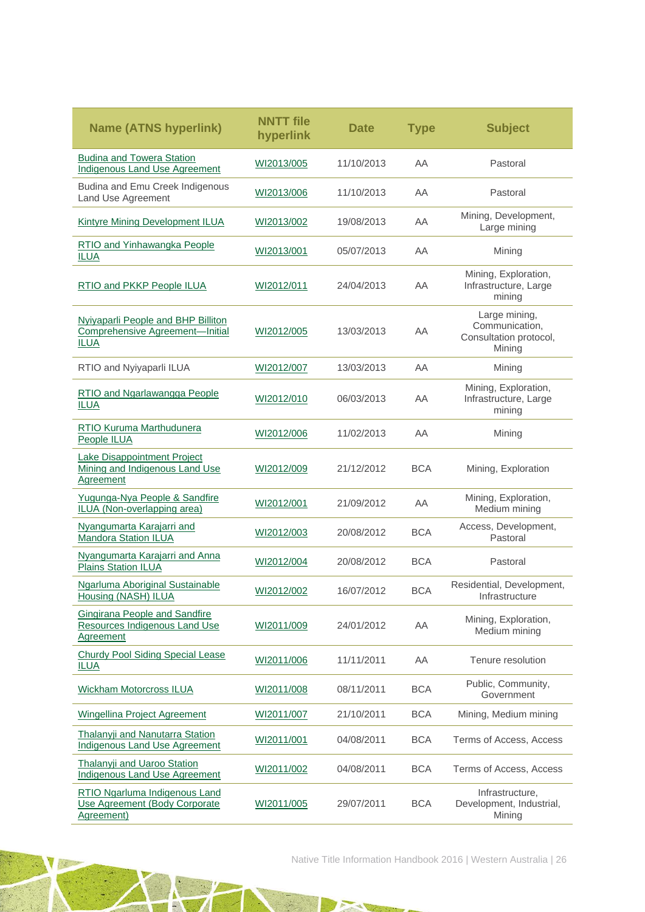| Name (ATNS hyperlink) | NNTT file hyperlink | Date | Type | Subject |
|---|---|---|---|---|
| Budina and Towera Station Indigenous Land Use Agreement | WI2013/005 | 11/10/2013 | AA | Pastoral |
| Budina and Emu Creek Indigenous Land Use Agreement | WI2013/006 | 11/10/2013 | AA | Pastoral |
| Kintyre Mining Development ILUA | WI2013/002 | 19/08/2013 | AA | Mining, Development, Large mining |
| RTIO and Yinhawangka People ILUA | WI2013/001 | 05/07/2013 | AA | Mining |
| RTIO and PKKP People ILUA | WI2012/011 | 24/04/2013 | AA | Mining, Exploration, Infrastructure, Large mining |
| Nyiyaparli People and BHP Billiton Comprehensive Agreement—Initial ILUA | WI2012/005 | 13/03/2013 | AA | Large mining, Communication, Consultation protocol, Mining |
| RTIO and Nyiyaparli ILUA | WI2012/007 | 13/03/2013 | AA | Mining |
| RTIO and Ngarlawangga People ILUA | WI2012/010 | 06/03/2013 | AA | Mining, Exploration, Infrastructure, Large mining |
| RTIO Kuruma Marthudunera People ILUA | WI2012/006 | 11/02/2013 | AA | Mining |
| Lake Disappointment Project Mining and Indigenous Land Use Agreement | WI2012/009 | 21/12/2012 | BCA | Mining, Exploration |
| Yugunga-Nya People & Sandfire ILUA (Non-overlapping area) | WI2012/001 | 21/09/2012 | AA | Mining, Exploration, Medium mining |
| Nyangumarta Karajarri and Mandora Station ILUA | WI2012/003 | 20/08/2012 | BCA | Access, Development, Pastoral |
| Nyangumarta Karajarri and Anna Plains Station ILUA | WI2012/004 | 20/08/2012 | BCA | Pastoral |
| Ngarluma Aboriginal Sustainable Housing (NASH) ILUA | WI2012/002 | 16/07/2012 | BCA | Residential, Development, Infrastructure |
| Gingirana People and Sandfire Resources Indigenous Land Use Agreement | WI2011/009 | 24/01/2012 | AA | Mining, Exploration, Medium mining |
| Churdy Pool Siding Special Lease ILUA | WI2011/006 | 11/11/2011 | AA | Tenure resolution |
| Wickham Motorcross ILUA | WI2011/008 | 08/11/2011 | BCA | Public, Community, Government |
| Wingellina Project Agreement | WI2011/007 | 21/10/2011 | BCA | Mining, Medium mining |
| Thalanyji and Nanutarra Station Indigenous Land Use Agreement | WI2011/001 | 04/08/2011 | BCA | Terms of Access, Access |
| Thalanyji and Uaroo Station Indigenous Land Use Agreement | WI2011/002 | 04/08/2011 | BCA | Terms of Access, Access |
| RTIO Ngarluma Indigenous Land Use Agreement (Body Corporate Agreement) | WI2011/005 | 29/07/2011 | BCA | Infrastructure, Development, Industrial, Mining |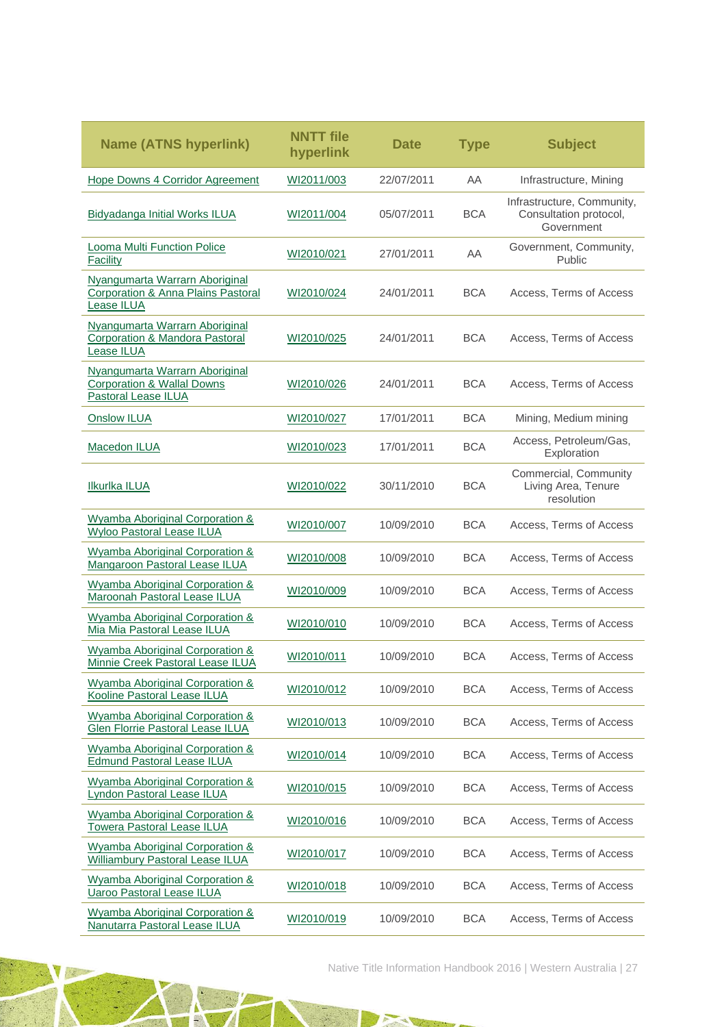| Name (ATNS hyperlink) | NNTT file hyperlink | Date | Type | Subject |
|---|---|---|---|---|
| Hope Downs 4 Corridor Agreement | WI2011/003 | 22/07/2011 | AA | Infrastructure, Mining |
| Bidyadanga Initial Works ILUA | WI2011/004 | 05/07/2011 | BCA | Infrastructure, Community, Consultation protocol, Government |
| Looma Multi Function Police Facility | WI2010/021 | 27/01/2011 | AA | Government, Community, Public |
| Nyangumarta Warrarn Aboriginal Corporation & Anna Plains Pastoral Lease ILUA | WI2010/024 | 24/01/2011 | BCA | Access, Terms of Access |
| Nyangumarta Warrarn Aboriginal Corporation & Mandora Pastoral Lease ILUA | WI2010/025 | 24/01/2011 | BCA | Access, Terms of Access |
| Nyangumarta Warrarn Aboriginal Corporation & Wallal Downs Pastoral Lease ILUA | WI2010/026 | 24/01/2011 | BCA | Access, Terms of Access |
| Onslow ILUA | WI2010/027 | 17/01/2011 | BCA | Mining, Medium mining |
| Macedon ILUA | WI2010/023 | 17/01/2011 | BCA | Access, Petroleum/Gas, Exploration |
| Ilkurlka ILUA | WI2010/022 | 30/11/2010 | BCA | Commercial, Community Living Area, Tenure resolution |
| Wyamba Aboriginal Corporation & Wyloo Pastoral Lease ILUA | WI2010/007 | 10/09/2010 | BCA | Access, Terms of Access |
| Wyamba Aboriginal Corporation & Mangaroon Pastoral Lease ILUA | WI2010/008 | 10/09/2010 | BCA | Access, Terms of Access |
| Wyamba Aboriginal Corporation & Maroonah Pastoral Lease ILUA | WI2010/009 | 10/09/2010 | BCA | Access, Terms of Access |
| Wyamba Aboriginal Corporation & Mia Mia Pastoral Lease ILUA | WI2010/010 | 10/09/2010 | BCA | Access, Terms of Access |
| Wyamba Aboriginal Corporation & Minnie Creek Pastoral Lease ILUA | WI2010/011 | 10/09/2010 | BCA | Access, Terms of Access |
| Wyamba Aboriginal Corporation & Kooline Pastoral Lease ILUA | WI2010/012 | 10/09/2010 | BCA | Access, Terms of Access |
| Wyamba Aboriginal Corporation & Glen Florrie Pastoral Lease ILUA | WI2010/013 | 10/09/2010 | BCA | Access, Terms of Access |
| Wyamba Aboriginal Corporation & Edmund Pastoral Lease ILUA | WI2010/014 | 10/09/2010 | BCA | Access, Terms of Access |
| Wyamba Aboriginal Corporation & Lyndon Pastoral Lease ILUA | WI2010/015 | 10/09/2010 | BCA | Access, Terms of Access |
| Wyamba Aboriginal Corporation & Towera Pastoral Lease ILUA | WI2010/016 | 10/09/2010 | BCA | Access, Terms of Access |
| Wyamba Aboriginal Corporation & Williambury Pastoral Lease ILUA | WI2010/017 | 10/09/2010 | BCA | Access, Terms of Access |
| Wyamba Aboriginal Corporation & Uaroo Pastoral Lease ILUA | WI2010/018 | 10/09/2010 | BCA | Access, Terms of Access |
| Wyamba Aboriginal Corporation & Nanutarra Pastoral Lease ILUA | WI2010/019 | 10/09/2010 | BCA | Access, Terms of Access |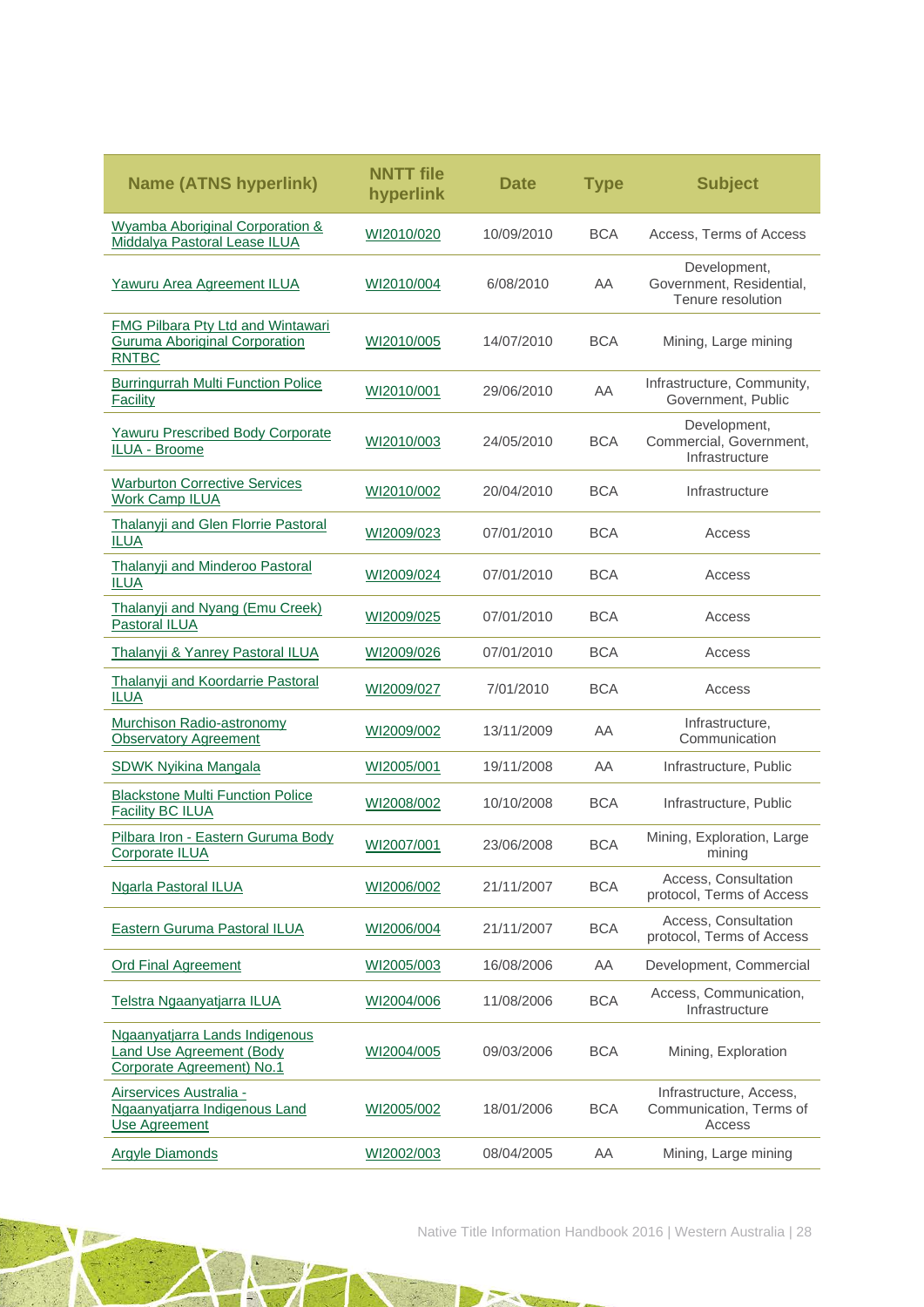| Name (ATNS hyperlink) | NNTT file hyperlink | Date | Type | Subject |
|---|---|---|---|---|
| Wyamba Aboriginal Corporation & Middalya Pastoral Lease ILUA | WI2010/020 | 10/09/2010 | BCA | Access, Terms of Access |
| Yawuru Area Agreement ILUA | WI2010/004 | 6/08/2010 | AA | Development, Government, Residential, Tenure resolution |
| FMG Pilbara Pty Ltd and Wintawari Guruma Aboriginal Corporation RNTBC | WI2010/005 | 14/07/2010 | BCA | Mining, Large mining |
| Burringurrah Multi Function Police Facility | WI2010/001 | 29/06/2010 | AA | Infrastructure, Community, Government, Public |
| Yawuru Prescribed Body Corporate ILUA - Broome | WI2010/003 | 24/05/2010 | BCA | Development, Commercial, Government, Infrastructure |
| Warburton Corrective Services Work Camp ILUA | WI2010/002 | 20/04/2010 | BCA | Infrastructure |
| Thalanyji and Glen Florrie Pastoral ILUA | WI2009/023 | 07/01/2010 | BCA | Access |
| Thalanyji and Minderoo Pastoral ILUA | WI2009/024 | 07/01/2010 | BCA | Access |
| Thalanyji and Nyang (Emu Creek) Pastoral ILUA | WI2009/025 | 07/01/2010 | BCA | Access |
| Thalanyji & Yanrey Pastoral ILUA | WI2009/026 | 07/01/2010 | BCA | Access |
| Thalanyji and Koordarrie Pastoral ILUA | WI2009/027 | 7/01/2010 | BCA | Access |
| Murchison Radio-astronomy Observatory Agreement | WI2009/002 | 13/11/2009 | AA | Infrastructure, Communication |
| SDWK Nyikina Mangala | WI2005/001 | 19/11/2008 | AA | Infrastructure, Public |
| Blackstone Multi Function Police Facility BC ILUA | WI2008/002 | 10/10/2008 | BCA | Infrastructure, Public |
| Pilbara Iron - Eastern Guruma Body Corporate ILUA | WI2007/001 | 23/06/2008 | BCA | Mining, Exploration, Large mining |
| Ngarla Pastoral ILUA | WI2006/002 | 21/11/2007 | BCA | Access, Consultation protocol, Terms of Access |
| Eastern Guruma Pastoral ILUA | WI2006/004 | 21/11/2007 | BCA | Access, Consultation protocol, Terms of Access |
| Ord Final Agreement | WI2005/003 | 16/08/2006 | AA | Development, Commercial |
| Telstra Ngaanyatjarra ILUA | WI2004/006 | 11/08/2006 | BCA | Access, Communication, Infrastructure |
| Ngaanyatjarra Lands Indigenous Land Use Agreement (Body Corporate Agreement) No.1 | WI2004/005 | 09/03/2006 | BCA | Mining, Exploration |
| Airservices Australia - Ngaanyatjarra Indigenous Land Use Agreement | WI2005/002 | 18/01/2006 | BCA | Infrastructure, Access, Communication, Terms of Access |
| Argyle Diamonds | WI2002/003 | 08/04/2005 | AA | Mining, Large mining |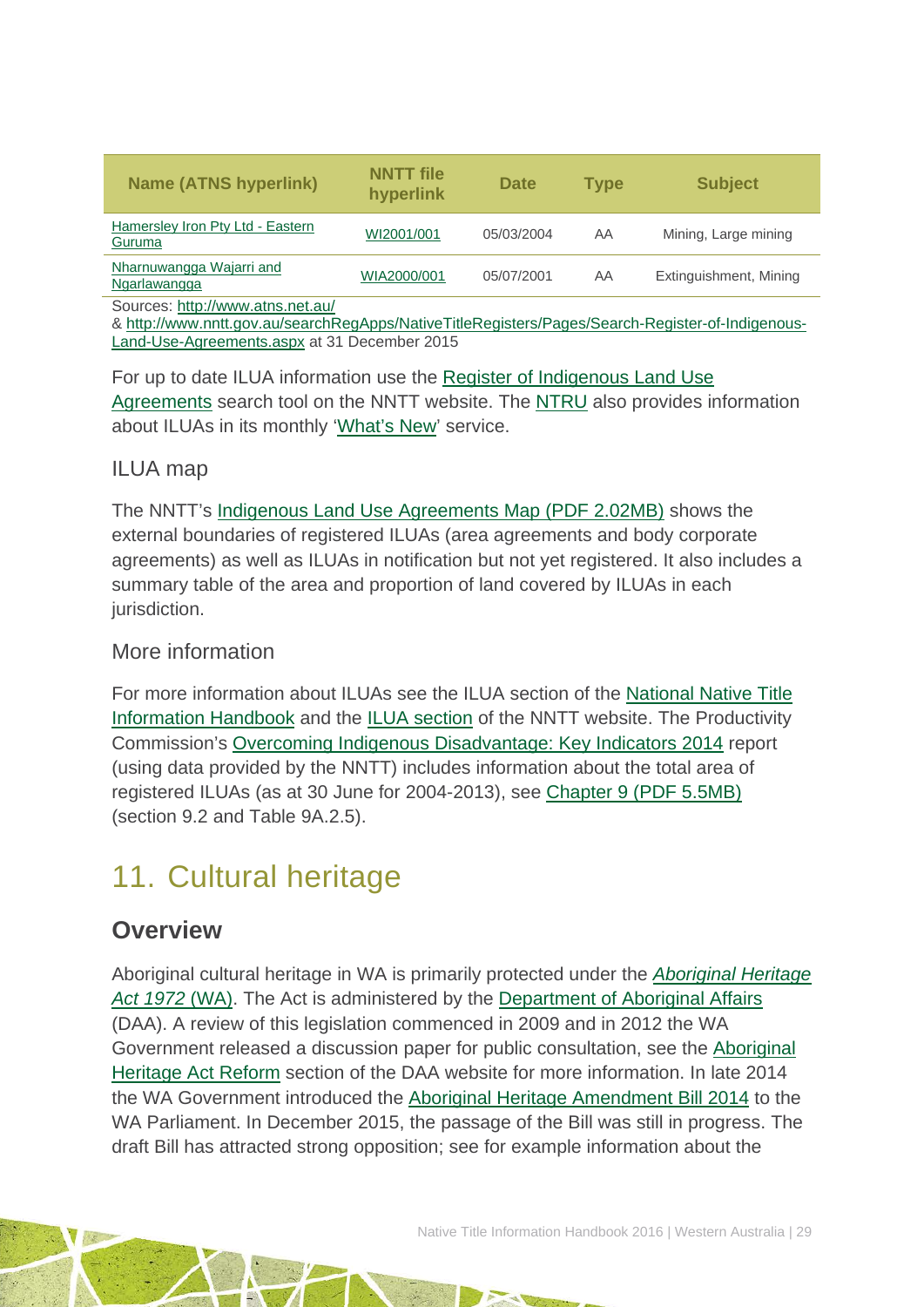| Name (ATNS hyperlink) | NNTT file hyperlink | Date | Type | Subject |
|---|---|---|---|---|
| Hamersley Iron Pty Ltd - Eastern Guruma | WI2001/001 | 05/03/2004 | AA | Mining, Large mining |
| Nharnuwangga Wajarri and Ngarlawangga | WIA2000/001 | 05/07/2001 | AA | Extinguishment, Mining |

Sources: http://www.atns.net.au/
& http://www.nntt.gov.au/searchRegApps/NativeTitleRegisters/Pages/Search-Register-of-Indigenous-Land-Use-Agreements.aspx at 31 December 2015

For up to date ILUA information use the Register of Indigenous Land Use Agreements search tool on the NNTT website. The NTRU also provides information about ILUAs in its monthly 'What's New' service.

### ILUA map

The NNTT's Indigenous Land Use Agreements Map (PDF 2.02MB) shows the external boundaries of registered ILUAs (area agreements and body corporate agreements) as well as ILUAs in notification but not yet registered. It also includes a summary table of the area and proportion of land covered by ILUAs in each jurisdiction.

### More information

For more information about ILUAs see the ILUA section of the National Native Title Information Handbook and the ILUA section of the NNTT website. The Productivity Commission's Overcoming Indigenous Disadvantage: Key Indicators 2014 report (using data provided by the NNTT) includes information about the total area of registered ILUAs (as at 30 June for 2004-2013), see Chapter 9 (PDF 5.5MB) (section 9.2 and Table 9A.2.5).

# 11. Cultural heritage

## Overview

Aboriginal cultural heritage in WA is primarily protected under the *Aboriginal Heritage Act 1972* (WA). The Act is administered by the Department of Aboriginal Affairs (DAA). A review of this legislation commenced in 2009 and in 2012 the WA Government released a discussion paper for public consultation, see the Aboriginal Heritage Act Reform section of the DAA website for more information. In late 2014 the WA Government introduced the Aboriginal Heritage Amendment Bill 2014 to the WA Parliament. In December 2015, the passage of the Bill was still in progress. The draft Bill has attracted strong opposition; see for example information about the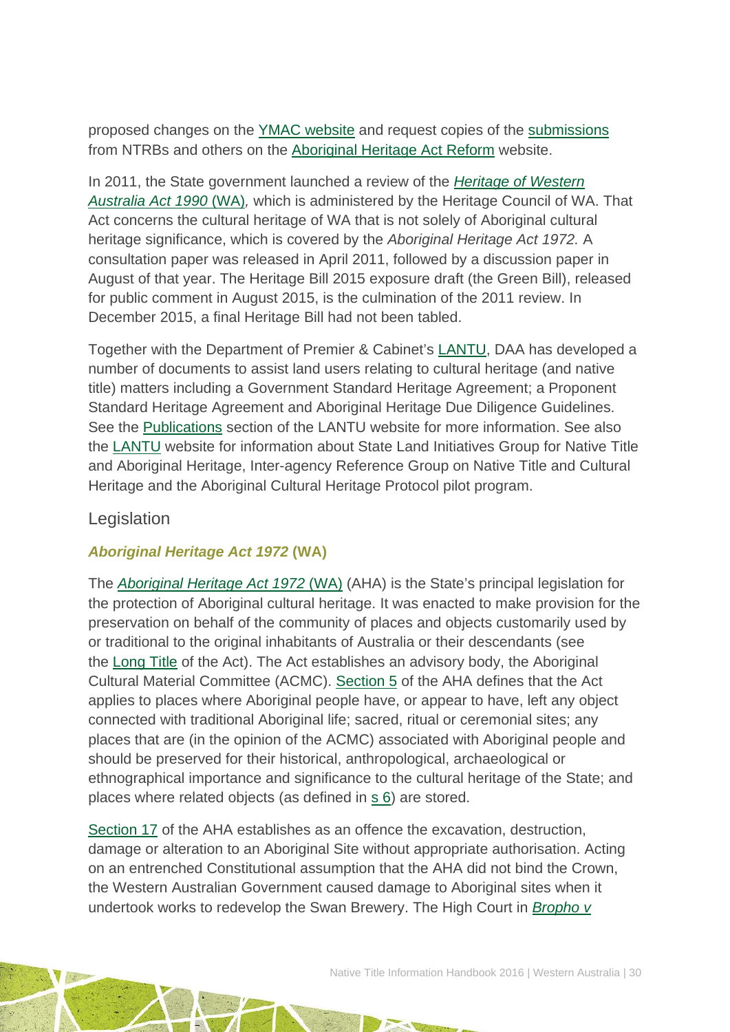proposed changes on the YMAC website and request copies of the submissions from NTRBs and others on the Aboriginal Heritage Act Reform website.

In 2011, the State government launched a review of the *Heritage of Western Australia Act 1990* (WA), which is administered by the Heritage Council of WA. That Act concerns the cultural heritage of WA that is not solely of Aboriginal cultural heritage significance, which is covered by the *Aboriginal Heritage Act 1972.* A consultation paper was released in April 2011, followed by a discussion paper in August of that year. The Heritage Bill 2015 exposure draft (the Green Bill), released for public comment in August 2015, is the culmination of the 2011 review. In December 2015, a final Heritage Bill had not been tabled.

Together with the Department of Premier & Cabinet's LANTU, DAA has developed a number of documents to assist land users relating to cultural heritage (and native title) matters including a Government Standard Heritage Agreement; a Proponent Standard Heritage Agreement and Aboriginal Heritage Due Diligence Guidelines. See the Publications section of the LANTU website for more information. See also the LANTU website for information about State Land Initiatives Group for Native Title and Aboriginal Heritage, Inter-agency Reference Group on Native Title and Cultural Heritage and the Aboriginal Cultural Heritage Protocol pilot program.

## Legislation

### *Aboriginal Heritage Act 1972* (WA)

The *Aboriginal Heritage Act 1972* (WA) (AHA) is the State's principal legislation for the protection of Aboriginal cultural heritage. It was enacted to make provision for the preservation on behalf of the community of places and objects customarily used by or traditional to the original inhabitants of Australia or their descendants (see the Long Title of the Act). The Act establishes an advisory body, the Aboriginal Cultural Material Committee (ACMC). Section 5 of the AHA defines that the Act applies to places where Aboriginal people have, or appear to have, left any object connected with traditional Aboriginal life; sacred, ritual or ceremonial sites; any places that are (in the opinion of the ACMC) associated with Aboriginal people and should be preserved for their historical, anthropological, archaeological or ethnographical importance and significance to the cultural heritage of the State; and places where related objects (as defined in s 6) are stored.

Section 17 of the AHA establishes as an offence the excavation, destruction, damage or alteration to an Aboriginal Site without appropriate authorisation. Acting on an entrenched Constitutional assumption that the AHA did not bind the Crown, the Western Australian Government caused damage to Aboriginal sites when it undertook works to redevelop the Swan Brewery. The High Court in *Bropho v*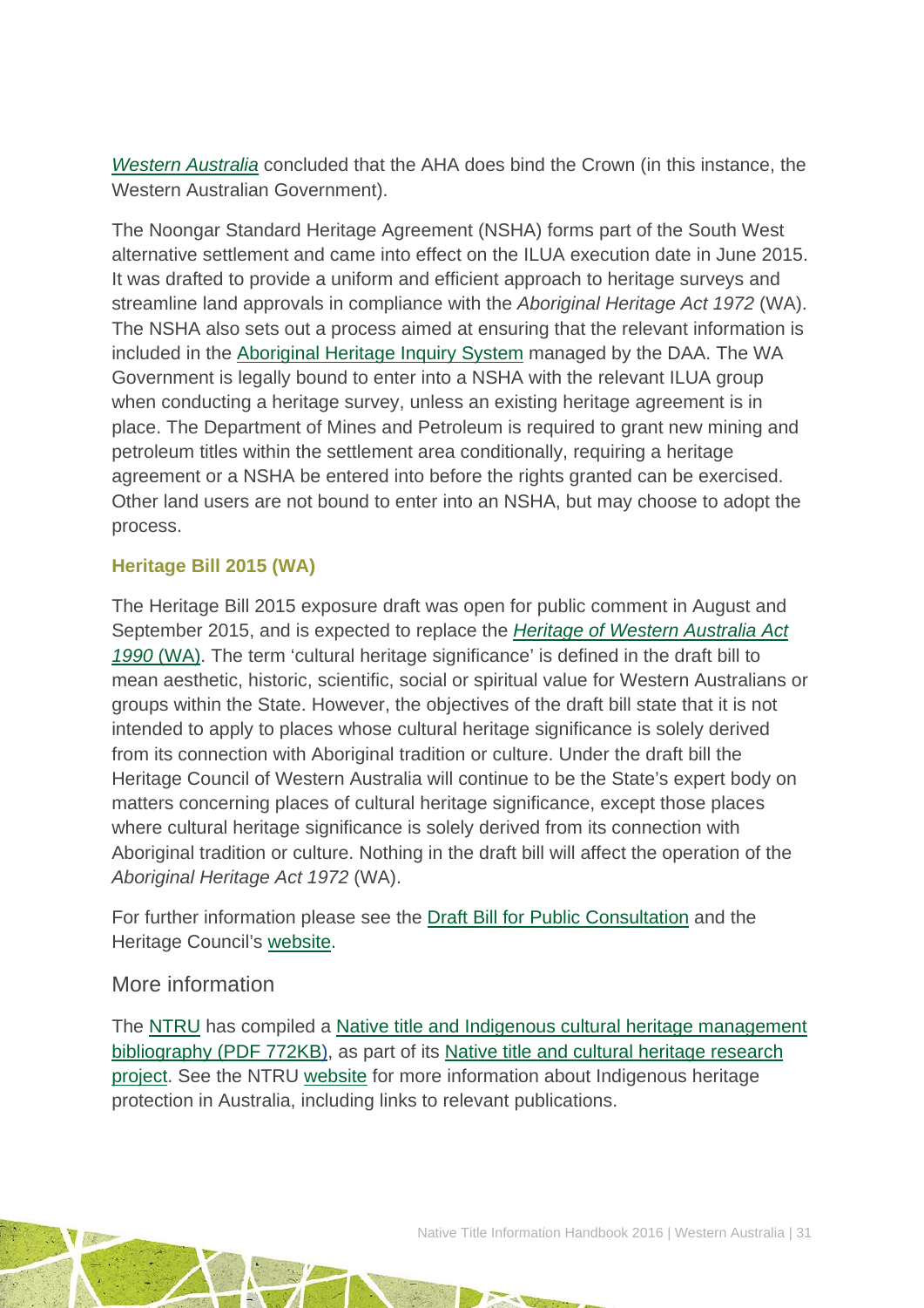*Western Australia* concluded that the AHA does bind the Crown (in this instance, the Western Australian Government).

The Noongar Standard Heritage Agreement (NSHA) forms part of the South West alternative settlement and came into effect on the ILUA execution date in June 2015. It was drafted to provide a uniform and efficient approach to heritage surveys and streamline land approvals in compliance with the *Aboriginal Heritage Act 1972* (WA). The NSHA also sets out a process aimed at ensuring that the relevant information is included in the Aboriginal Heritage Inquiry System managed by the DAA. The WA Government is legally bound to enter into a NSHA with the relevant ILUA group when conducting a heritage survey, unless an existing heritage agreement is in place. The Department of Mines and Petroleum is required to grant new mining and petroleum titles within the settlement area conditionally, requiring a heritage agreement or a NSHA be entered into before the rights granted can be exercised. Other land users are not bound to enter into an NSHA, but may choose to adopt the process.

### Heritage Bill 2015 (WA)

The Heritage Bill 2015 exposure draft was open for public comment in August and September 2015, and is expected to replace the *Heritage of Western Australia Act 1990* (WA). The term 'cultural heritage significance' is defined in the draft bill to mean aesthetic, historic, scientific, social or spiritual value for Western Australians or groups within the State. However, the objectives of the draft bill state that it is not intended to apply to places whose cultural heritage significance is solely derived from its connection with Aboriginal tradition or culture. Under the draft bill the Heritage Council of Western Australia will continue to be the State's expert body on matters concerning places of cultural heritage significance, except those places where cultural heritage significance is solely derived from its connection with Aboriginal tradition or culture. Nothing in the draft bill will affect the operation of the *Aboriginal Heritage Act 1972* (WA).

For further information please see the Draft Bill for Public Consultation and the Heritage Council's website.

## More information

The NTRU has compiled a Native title and Indigenous cultural heritage management bibliography (PDF 772KB), as part of its Native title and cultural heritage research project. See the NTRU website for more information about Indigenous heritage protection in Australia, including links to relevant publications.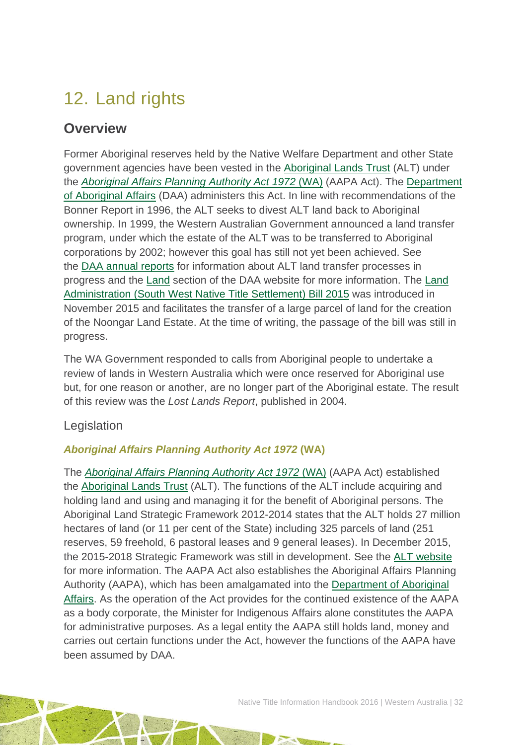# 12. Land rights

## Overview

Former Aboriginal reserves held by the Native Welfare Department and other State government agencies have been vested in the Aboriginal Lands Trust (ALT) under the *Aboriginal Affairs Planning Authority Act 1972* (WA) (AAPA Act). The Department of Aboriginal Affairs (DAA) administers this Act. In line with recommendations of the Bonner Report in 1996, the ALT seeks to divest ALT land back to Aboriginal ownership. In 1999, the Western Australian Government announced a land transfer program, under which the estate of the ALT was to be transferred to Aboriginal corporations by 2002; however this goal has still not yet been achieved. See the DAA annual reports for information about ALT land transfer processes in progress and the Land section of the DAA website for more information. The Land Administration (South West Native Title Settlement) Bill 2015 was introduced in November 2015 and facilitates the transfer of a large parcel of land for the creation of the Noongar Land Estate. At the time of writing, the passage of the bill was still in progress.

The WA Government responded to calls from Aboriginal people to undertake a review of lands in Western Australia which were once reserved for Aboriginal use but, for one reason or another, are no longer part of the Aboriginal estate. The result of this review was the *Lost Lands Report*, published in 2004.

### Legislation

#### *Aboriginal Affairs Planning Authority Act 1972* (WA)

The *Aboriginal Affairs Planning Authority Act 1972* (WA) (AAPA Act) established the Aboriginal Lands Trust (ALT). The functions of the ALT include acquiring and holding land and using and managing it for the benefit of Aboriginal persons. The Aboriginal Land Strategic Framework 2012-2014 states that the ALT holds 27 million hectares of land (or 11 per cent of the State) including 325 parcels of land (251 reserves, 59 freehold, 6 pastoral leases and 9 general leases). In December 2015, the 2015-2018 Strategic Framework was still in development. See the ALT website for more information. The AAPA Act also establishes the Aboriginal Affairs Planning Authority (AAPA), which has been amalgamated into the Department of Aboriginal Affairs. As the operation of the Act provides for the continued existence of the AAPA as a body corporate, the Minister for Indigenous Affairs alone constitutes the AAPA for administrative purposes. As a legal entity the AAPA still holds land, money and carries out certain functions under the Act, however the functions of the AAPA have been assumed by DAA.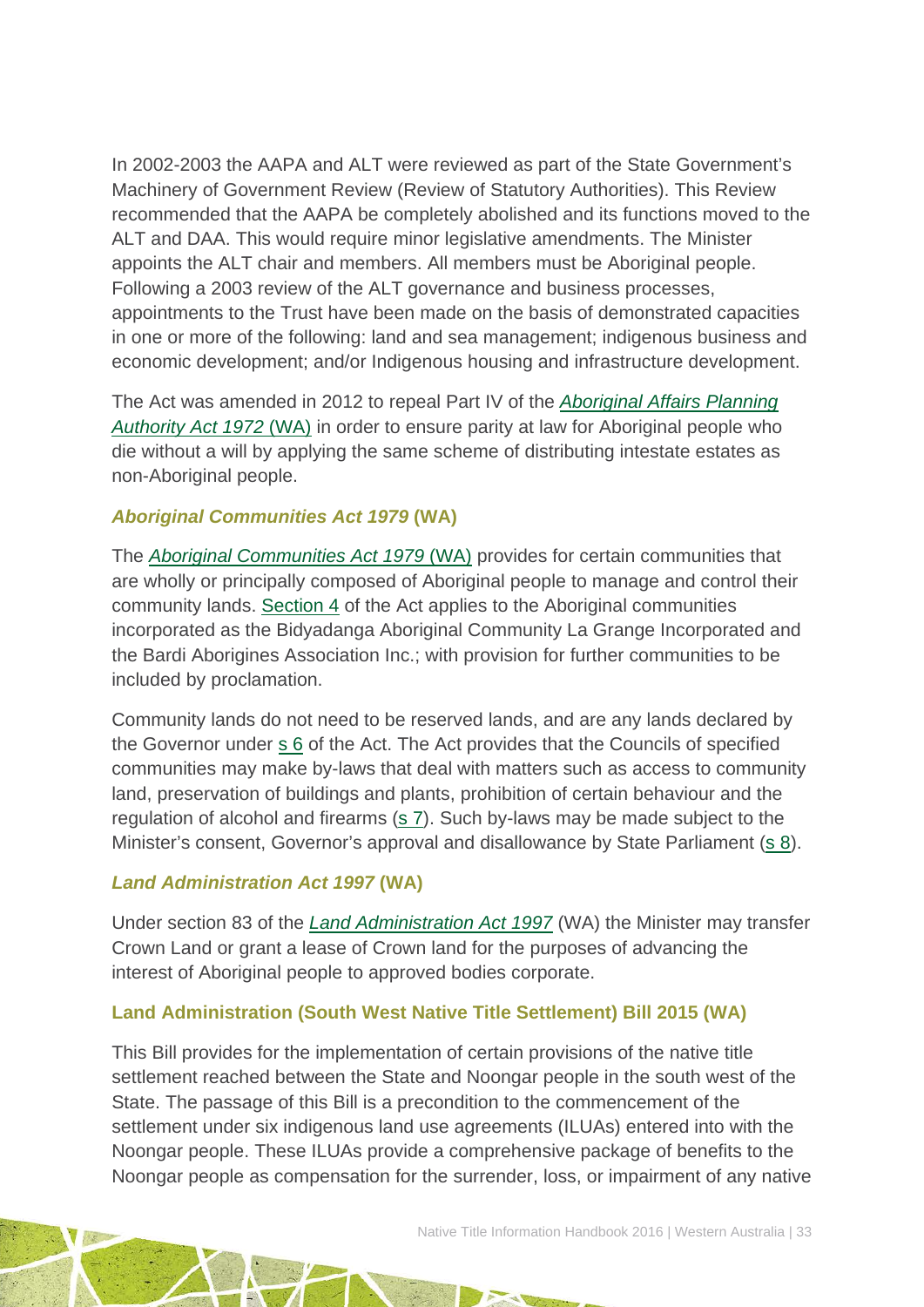In 2002-2003 the AAPA and ALT were reviewed as part of the State Government's Machinery of Government Review (Review of Statutory Authorities). This Review recommended that the AAPA be completely abolished and its functions moved to the ALT and DAA. This would require minor legislative amendments. The Minister appoints the ALT chair and members. All members must be Aboriginal people. Following a 2003 review of the ALT governance and business processes, appointments to the Trust have been made on the basis of demonstrated capacities in one or more of the following: land and sea management; indigenous business and economic development; and/or Indigenous housing and infrastructure development.

The Act was amended in 2012 to repeal Part IV of the *Aboriginal Affairs Planning Authority Act 1972* (WA) in order to ensure parity at law for Aboriginal people who die without a will by applying the same scheme of distributing intestate estates as non-Aboriginal people.

### *Aboriginal Communities Act 1979* (WA)

The *Aboriginal Communities Act 1979* (WA) provides for certain communities that are wholly or principally composed of Aboriginal people to manage and control their community lands. Section 4 of the Act applies to the Aboriginal communities incorporated as the Bidyadanga Aboriginal Community La Grange Incorporated and the Bardi Aborigines Association Inc.; with provision for further communities to be included by proclamation.

Community lands do not need to be reserved lands, and are any lands declared by the Governor under s 6 of the Act. The Act provides that the Councils of specified communities may make by-laws that deal with matters such as access to community land, preservation of buildings and plants, prohibition of certain behaviour and the regulation of alcohol and firearms (s 7). Such by-laws may be made subject to the Minister's consent, Governor's approval and disallowance by State Parliament (s 8).

### *Land Administration Act 1997* (WA)

Under section 83 of the *Land Administration Act 1997* (WA) the Minister may transfer Crown Land or grant a lease of Crown land for the purposes of advancing the interest of Aboriginal people to approved bodies corporate.

### Land Administration (South West Native Title Settlement) Bill 2015 (WA)

This Bill provides for the implementation of certain provisions of the native title settlement reached between the State and Noongar people in the south west of the State. The passage of this Bill is a precondition to the commencement of the settlement under six indigenous land use agreements (ILUAs) entered into with the Noongar people. These ILUAs provide a comprehensive package of benefits to the Noongar people as compensation for the surrender, loss, or impairment of any native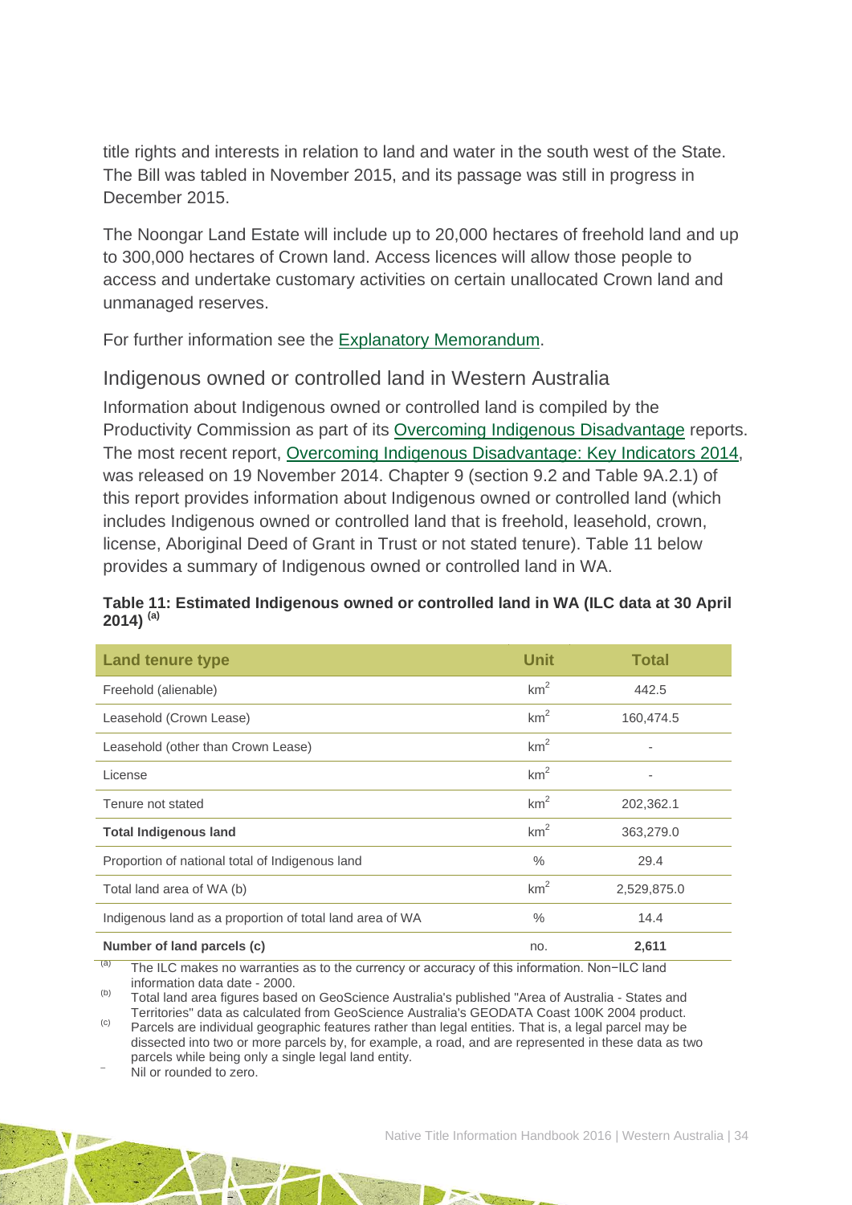title rights and interests in relation to land and water in the south west of the State. The Bill was tabled in November 2015, and its passage was still in progress in December 2015.

The Noongar Land Estate will include up to 20,000 hectares of freehold land and up to 300,000 hectares of Crown land. Access licences will allow those people to access and undertake customary activities on certain unallocated Crown land and unmanaged reserves.

For further information see the Explanatory Memorandum.

## Indigenous owned or controlled land in Western Australia

Information about Indigenous owned or controlled land is compiled by the Productivity Commission as part of its Overcoming Indigenous Disadvantage reports. The most recent report, Overcoming Indigenous Disadvantage: Key Indicators 2014, was released on 19 November 2014. Chapter 9 (section 9.2 and Table 9A.2.1) of this report provides information about Indigenous owned or controlled land (which includes Indigenous owned or controlled land that is freehold, leasehold, crown, license, Aboriginal Deed of Grant in Trust or not stated tenure). Table 11 below provides a summary of Indigenous owned or controlled land in WA.

**Table 11: Estimated Indigenous owned or controlled land in WA (ILC data at 30 April 2014) [(a)]**

| Land tenure type | Unit | Total |
|---|---|---|
| Freehold (alienable) | $km^2$ | 442.5 |
| Leasehold (Crown Lease) | $km^2$ | 160,474.5 |
| Leasehold (other than Crown Lease) | $km^2$ | - |
| License | $km^2$ | - |
| Tenure not stated | $km^2$ | 202,362.1 |
| **Total Indigenous land** | $km^2$ | 363,279.0 |
| Proportion of national total of Indigenous land | % | 29.4 |
| Total land area of WA (b) | $km^2$ | 2,529,875.0 |
| Indigenous land as a proportion of total land area of WA | % | 14.4 |
| **Number of land parcels (c)** | no. | **2,611** |

(a) The ILC makes no warranties as to the currency or accuracy of this information. Non−ILC land information data date - 2000.

(b) Total land area figures based on GeoScience Australia's published "Area of Australia - States and Territories" data as calculated from GeoScience Australia's GEODATA Coast 100K 2004 product.

(c) Parcels are individual geographic features rather than legal entities. That is, a legal parcel may be dissected into two or more parcels by, for example, a road, and are represented in these data as two parcels while being only a single legal land entity.

– Nil or rounded to zero.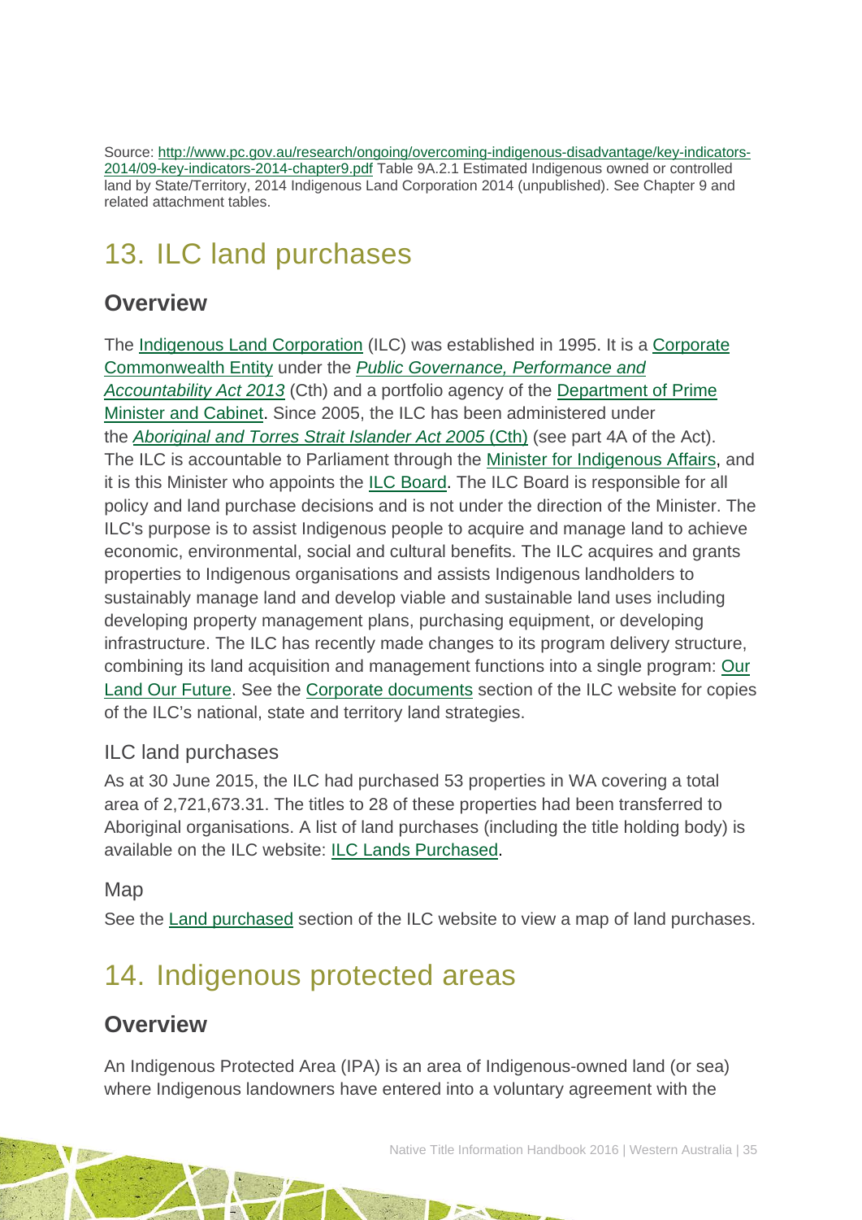Source: http://www.pc.gov.au/research/ongoing/overcoming-indigenous-disadvantage/key-indicators-2014/09-key-indicators-2014-chapter9.pdf Table 9A.2.1 Estimated Indigenous owned or controlled land by State/Territory, 2014 Indigenous Land Corporation 2014 (unpublished). See Chapter 9 and related attachment tables.

# 13. ILC land purchases

## Overview

The Indigenous Land Corporation (ILC) was established in 1995. It is a Corporate Commonwealth Entity under the *Public Governance, Performance and Accountability Act 2013* (Cth) and a portfolio agency of the Department of Prime Minister and Cabinet. Since 2005, the ILC has been administered under the *Aboriginal and Torres Strait Islander Act 2005* (Cth) (see part 4A of the Act). The ILC is accountable to Parliament through the Minister for Indigenous Affairs, and it is this Minister who appoints the ILC Board. The ILC Board is responsible for all policy and land purchase decisions and is not under the direction of the Minister. The ILC's purpose is to assist Indigenous people to acquire and manage land to achieve economic, environmental, social and cultural benefits. The ILC acquires and grants properties to Indigenous organisations and assists Indigenous landholders to sustainably manage land and develop viable and sustainable land uses including developing property management plans, purchasing equipment, or developing infrastructure. The ILC has recently made changes to its program delivery structure, combining its land acquisition and management functions into a single program: Our Land Our Future. See the Corporate documents section of the ILC website for copies of the ILC's national, state and territory land strategies.

### ILC land purchases

As at 30 June 2015, the ILC had purchased 53 properties in WA covering a total area of 2,721,673.31. The titles to 28 of these properties had been transferred to Aboriginal organisations. A list of land purchases (including the title holding body) is available on the ILC website: ILC Lands Purchased.

### Map

See the Land purchased section of the ILC website to view a map of land purchases.

# 14. Indigenous protected areas

## Overview

An Indigenous Protected Area (IPA) is an area of Indigenous-owned land (or sea) where Indigenous landowners have entered into a voluntary agreement with the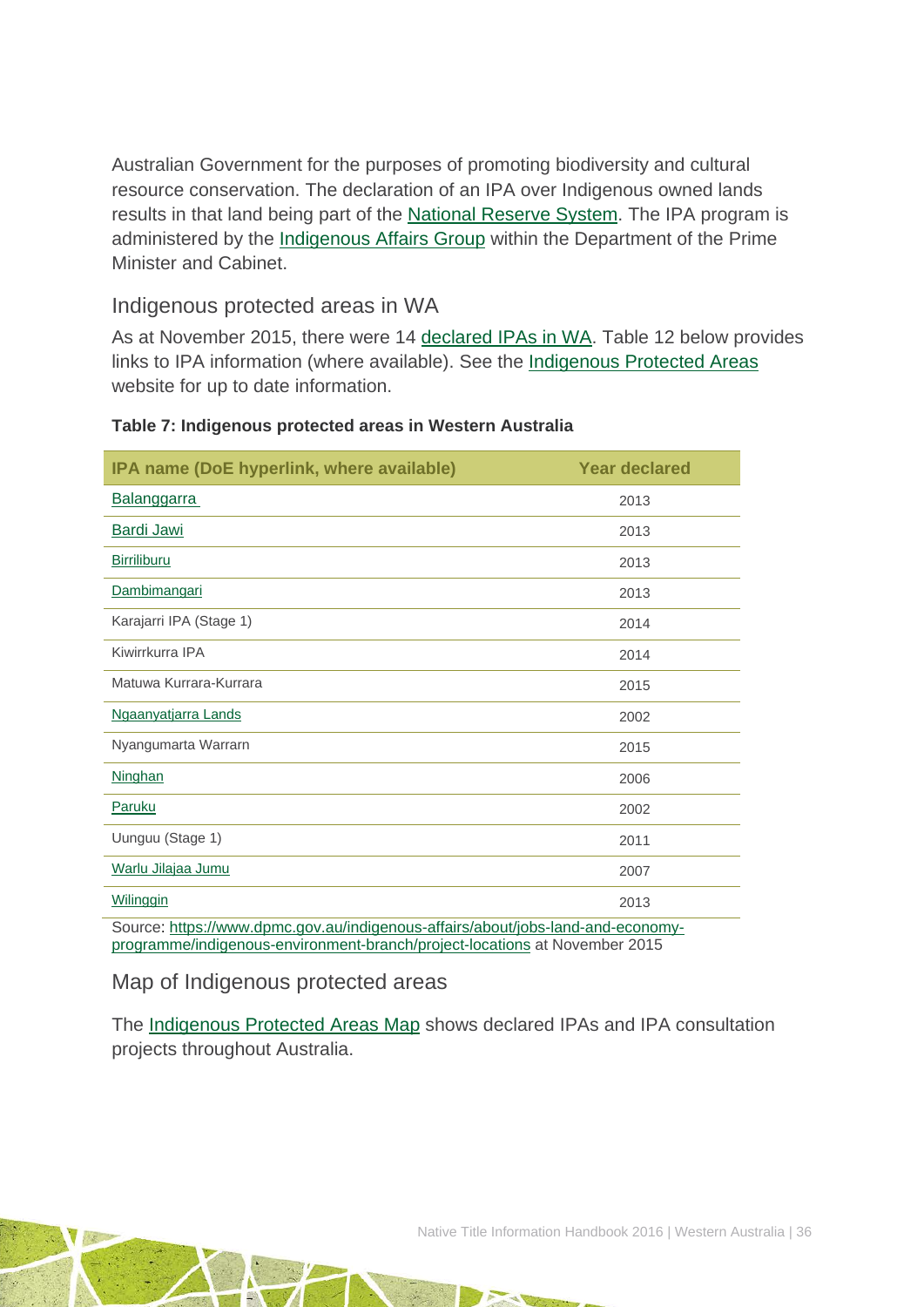Australian Government for the purposes of promoting biodiversity and cultural resource conservation. The declaration of an IPA over Indigenous owned lands results in that land being part of the National Reserve System. The IPA program is administered by the Indigenous Affairs Group within the Department of the Prime Minister and Cabinet.

## Indigenous protected areas in WA

As at November 2015, there were 14 declared IPAs in WA. Table 12 below provides links to IPA information (where available). See the Indigenous Protected Areas website for up to date information.

**Table 7: Indigenous protected areas in Western Australia**

| IPA name (DoE hyperlink, where available) | Year declared |
|---|---|
| Balanggarra | 2013 |
| Bardi Jawi | 2013 |
| Birriliburu | 2013 |
| Dambimangari | 2013 |
| Karajarri IPA (Stage 1) | 2014 |
| Kiwirrkurra IPA | 2014 |
| Matuwa Kurrara-Kurrara | 2015 |
| Ngaanyatjarra Lands | 2002 |
| Nyangumarta Warrarn | 2015 |
| Ninghan | 2006 |
| Paruku | 2002 |
| Uunguu (Stage 1) | 2011 |
| Warlu Jilajaa Jumu | 2007 |
| Wilinggin | 2013 |

Source: https://www.dpmc.gov.au/indigenous-affairs/about/jobs-land-and-economy-programme/indigenous-environment-branch/project-locations at November 2015

## Map of Indigenous protected areas

The Indigenous Protected Areas Map shows declared IPAs and IPA consultation projects throughout Australia.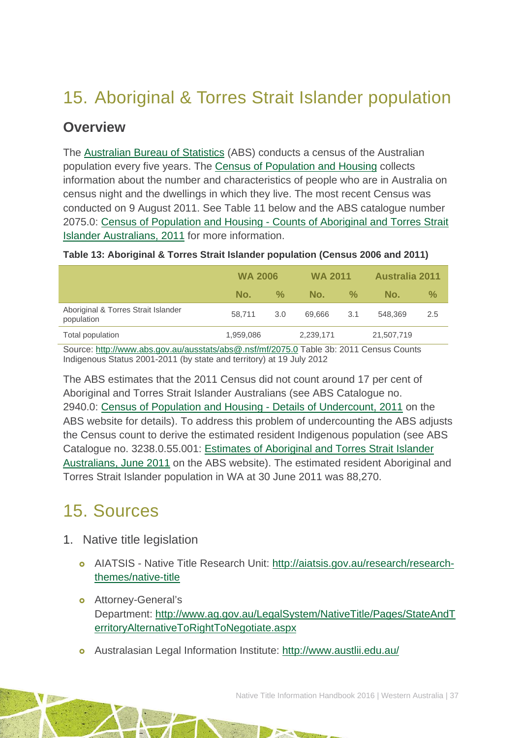# 15. Aboriginal & Torres Strait Islander population

## Overview

The [Australian Bureau of Statistics](http://www.abs.gov.au/) (ABS) conducts a census of the Australian population every five years. The [Census of Population and Housing](http://www.abs.gov.au/census) collects information about the number and characteristics of people who are in Australia on census night and the dwellings in which they live. The most recent Census was conducted on 9 August 2011. See Table 11 below and the ABS catalogue number 2075.0: [Census of Population and Housing - Counts of Aboriginal and Torres Strait Islander Australians, 2011](http://www.abs.gov.au/ausstats/abs@.nsf/mf/2075.0) for more information.

**Table 13: Aboriginal & Torres Strait Islander population (Census 2006 and 2011)**

| | WA 2006 | | WA 2011 | | Australia 2011 | |
|---|---|---|---|---|---|---|
| | No. | % | No. | % | No. | % |
| Aboriginal & Torres Strait Islander population | 58,711 | 3.0 | 69,666 | 3.1 | 548,369 | 2.5 |
| Total population | 1,959,086 | | 2,239,171 | | 21,507,719 | |

Source: http://www.abs.gov.au/ausstats/abs@.nsf/mf/2075.0 Table 3b: 2011 Census Counts Indigenous Status 2001-2011 (by state and territory) at 19 July 2012

The ABS estimates that the 2011 Census did not count around 17 per cent of Aboriginal and Torres Strait Islander Australians (see ABS Catalogue no. 2940.0: Census of Population and Housing - Details of Undercount, 2011 on the ABS website for details). To address this problem of undercounting the ABS adjusts the Census count to derive the estimated resident Indigenous population (see ABS Catalogue no. 3238.0.55.001: Estimates of Aboriginal and Torres Strait Islander Australians, June 2011 on the ABS website). The estimated resident Aboriginal and Torres Strait Islander population in WA at 30 June 2011 was 88,270.

# 15. Sources

1. Native title legislation
   - AIATSIS - Native Title Research Unit: http://aiatsis.gov.au/research/research-themes/native-title
   - Attorney-General's Department: http://www.ag.gov.au/LegalSystem/NativeTitle/Pages/StateAndTerritoryAlternativeToRightToNegotiate.aspx
   - Australasian Legal Information Institute: http://www.austlii.edu.au/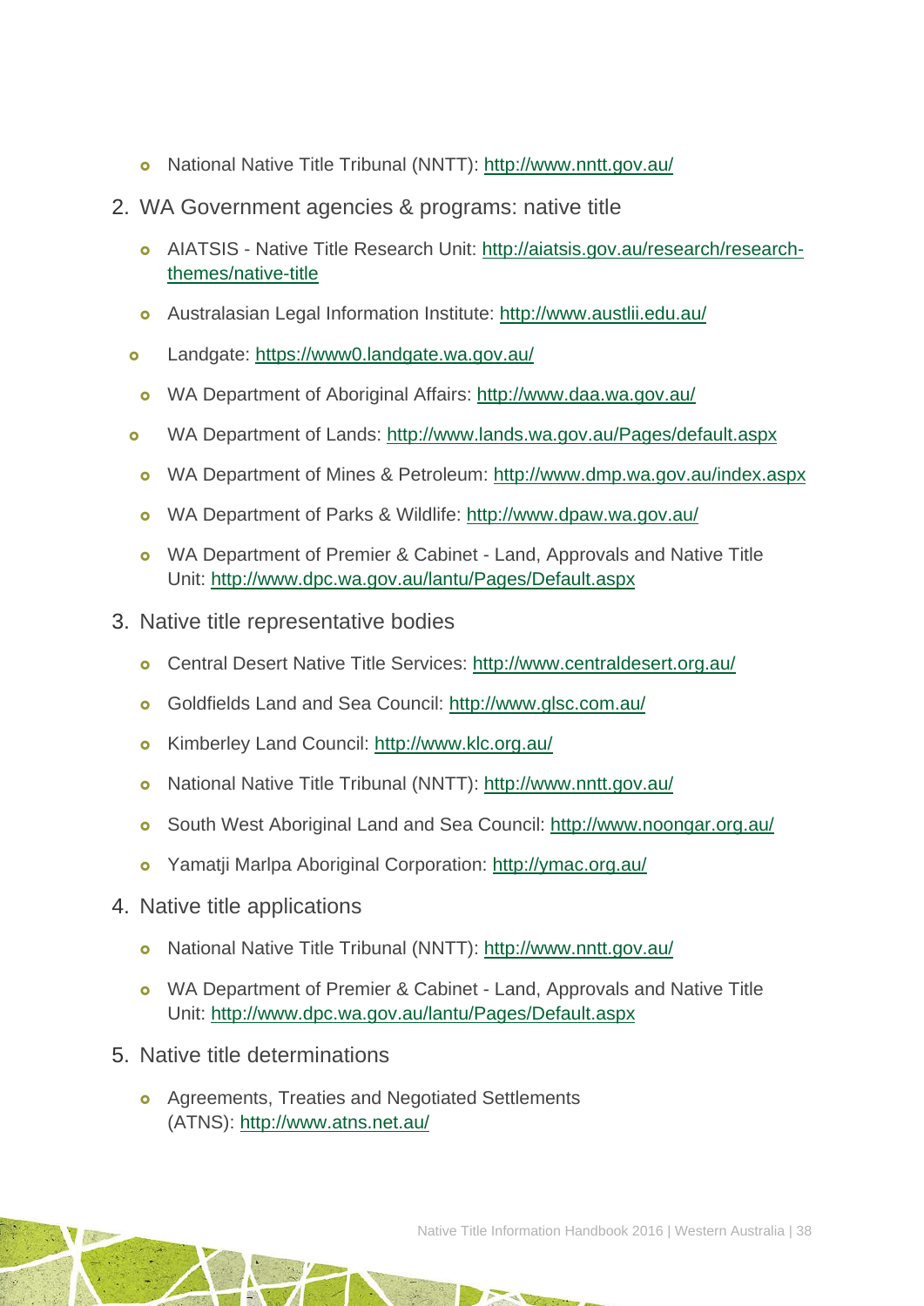- National Native Title Tribunal (NNTT): http://www.nntt.gov.au/

2. WA Government agencies & programs: native title

   - AIATSIS - Native Title Research Unit: http://aiatsis.gov.au/research/research-themes/native-title
   - Australasian Legal Information Institute: http://www.austlii.edu.au/
   - Landgate: https://www0.landgate.wa.gov.au/
   - WA Department of Aboriginal Affairs: http://www.daa.wa.gov.au/
   - WA Department of Lands: http://www.lands.wa.gov.au/Pages/default.aspx
   - WA Department of Mines & Petroleum: http://www.dmp.wa.gov.au/index.aspx
   - WA Department of Parks & Wildlife: http://www.dpaw.wa.gov.au/
   - WA Department of Premier & Cabinet - Land, Approvals and Native Title Unit: http://www.dpc.wa.gov.au/lantu/Pages/Default.aspx

3. Native title representative bodies

   - Central Desert Native Title Services: http://www.centraldesert.org.au/
   - Goldfields Land and Sea Council: http://www.glsc.com.au/
   - Kimberley Land Council: http://www.klc.org.au/
   - National Native Title Tribunal (NNTT): http://www.nntt.gov.au/
   - South West Aboriginal Land and Sea Council: http://www.noongar.org.au/
   - Yamatji Marlpa Aboriginal Corporation: http://ymac.org.au/

4. Native title applications

   - National Native Title Tribunal (NNTT): http://www.nntt.gov.au/
   - WA Department of Premier & Cabinet - Land, Approvals and Native Title Unit: http://www.dpc.wa.gov.au/lantu/Pages/Default.aspx

5. Native title determinations

   - Agreements, Treaties and Negotiated Settlements (ATNS): http://www.atns.net.au/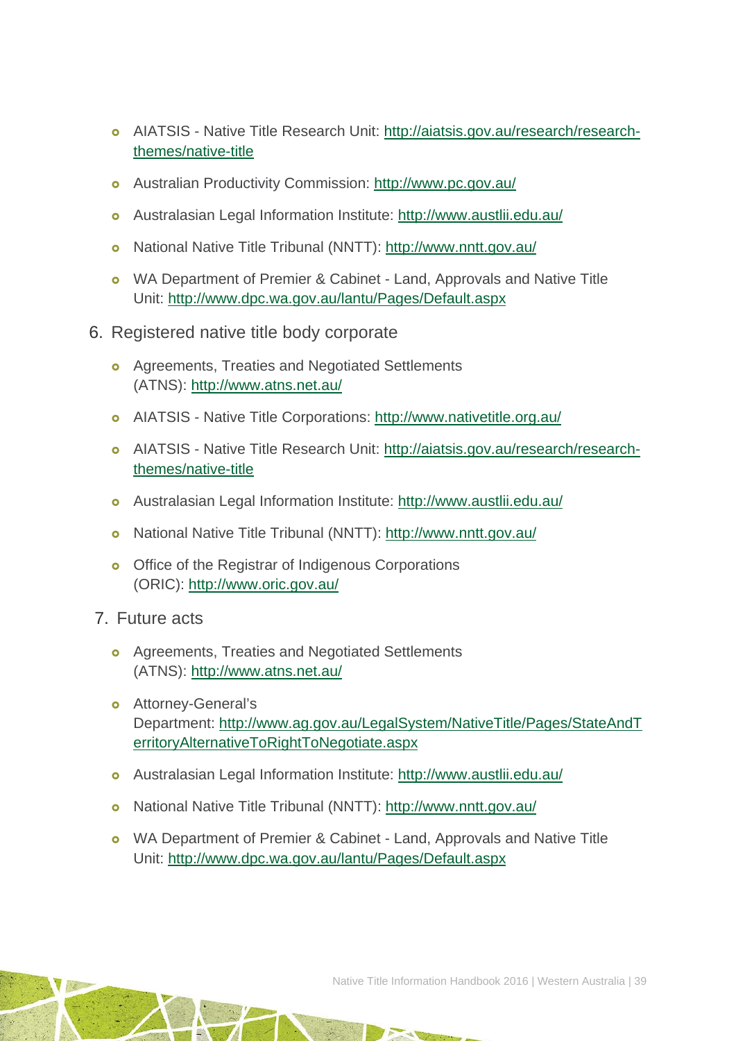- AIATSIS - Native Title Research Unit: http://aiatsis.gov.au/research/research-themes/native-title
- Australian Productivity Commission: http://www.pc.gov.au/
- Australasian Legal Information Institute: http://www.austlii.edu.au/
- National Native Title Tribunal (NNTT): http://www.nntt.gov.au/
- WA Department of Premier & Cabinet - Land, Approvals and Native Title Unit: http://www.dpc.wa.gov.au/lantu/Pages/Default.aspx

6. Registered native title body corporate

- Agreements, Treaties and Negotiated Settlements (ATNS): http://www.atns.net.au/
- AIATSIS - Native Title Corporations: http://www.nativetitle.org.au/
- AIATSIS - Native Title Research Unit: http://aiatsis.gov.au/research/research-themes/native-title
- Australasian Legal Information Institute: http://www.austlii.edu.au/
- National Native Title Tribunal (NNTT): http://www.nntt.gov.au/
- Office of the Registrar of Indigenous Corporations (ORIC): http://www.oric.gov.au/

7. Future acts

- Agreements, Treaties and Negotiated Settlements (ATNS): http://www.atns.net.au/
- Attorney-General's Department: http://www.ag.gov.au/LegalSystem/NativeTitle/Pages/StateAndTerritoryAlternativeToRightToNegotiate.aspx
- Australasian Legal Information Institute: http://www.austlii.edu.au/
- National Native Title Tribunal (NNTT): http://www.nntt.gov.au/
- WA Department of Premier & Cabinet - Land, Approvals and Native Title Unit: http://www.dpc.wa.gov.au/lantu/Pages/Default.aspx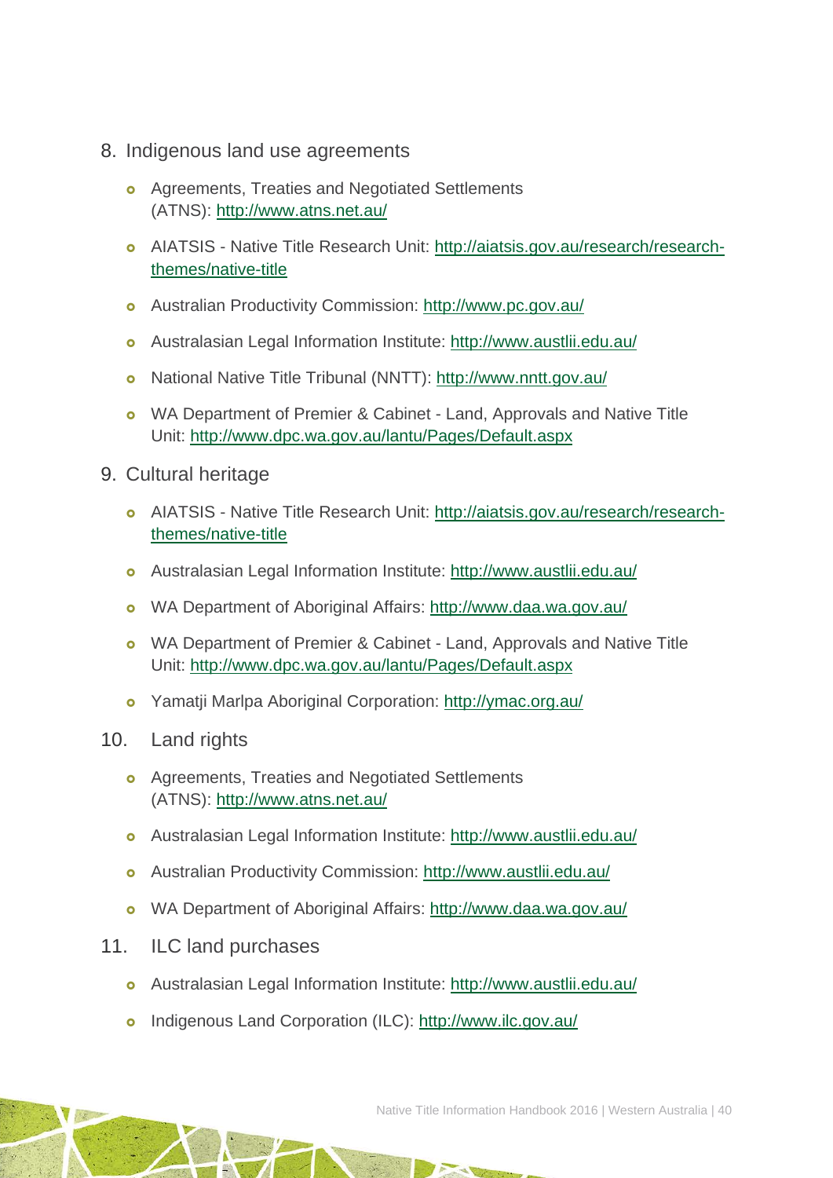8. Indigenous land use agreements

    - Agreements, Treaties and Negotiated Settlements (ATNS): http://www.atns.net.au/
    - AIATSIS - Native Title Research Unit: http://aiatsis.gov.au/research/research-themes/native-title
    - Australian Productivity Commission: http://www.pc.gov.au/
    - Australasian Legal Information Institute: http://www.austlii.edu.au/
    - National Native Title Tribunal (NNTT): http://www.nntt.gov.au/
    - WA Department of Premier & Cabinet - Land, Approvals and Native Title Unit: http://www.dpc.wa.gov.au/lantu/Pages/Default.aspx

9. Cultural heritage

    - AIATSIS - Native Title Research Unit: http://aiatsis.gov.au/research/research-themes/native-title
    - Australasian Legal Information Institute: http://www.austlii.edu.au/
    - WA Department of Aboriginal Affairs: http://www.daa.wa.gov.au/
    - WA Department of Premier & Cabinet - Land, Approvals and Native Title Unit: http://www.dpc.wa.gov.au/lantu/Pages/Default.aspx
    - Yamatji Marlpa Aboriginal Corporation: http://ymac.org.au/

10. Land rights

    - Agreements, Treaties and Negotiated Settlements (ATNS): http://www.atns.net.au/
    - Australasian Legal Information Institute: http://www.austlii.edu.au/
    - Australian Productivity Commission: http://www.austlii.edu.au/
    - WA Department of Aboriginal Affairs: http://www.daa.wa.gov.au/

11. ILC land purchases

    - Australasian Legal Information Institute: http://www.austlii.edu.au/
    - Indigenous Land Corporation (ILC): http://www.ilc.gov.au/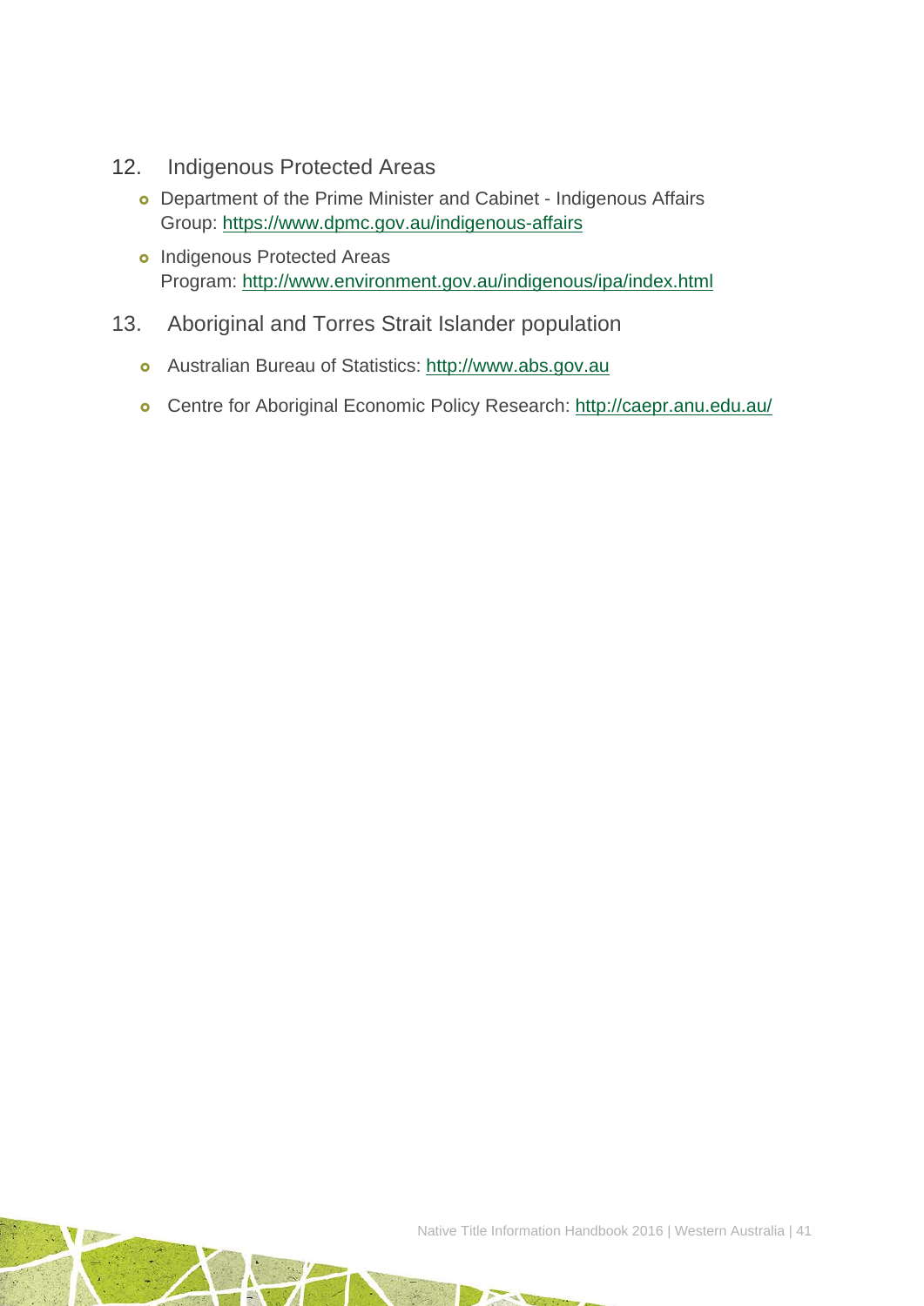12. Indigenous Protected Areas
    - Department of the Prime Minister and Cabinet - Indigenous Affairs Group: https://www.dpmc.gov.au/indigenous-affairs
    - Indigenous Protected Areas Program: http://www.environment.gov.au/indigenous/ipa/index.html
13. Aboriginal and Torres Strait Islander population
    - Australian Bureau of Statistics: http://www.abs.gov.au
    - Centre for Aboriginal Economic Policy Research: http://caepr.anu.edu.au/